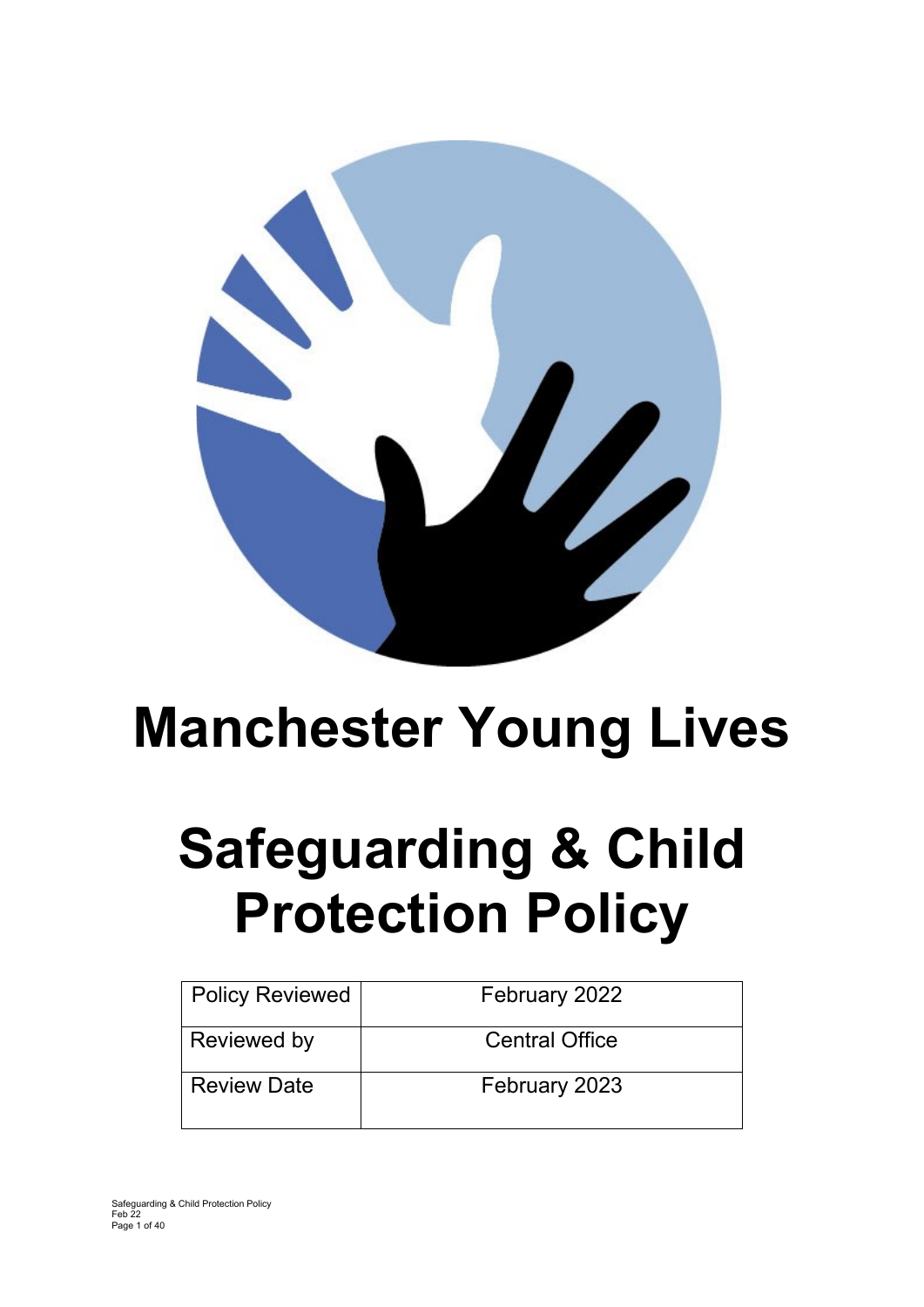# Manchester Young Lives

# Safeguarding & Child Protection Policy

| Policy Reviewed | February 2022 |
| --- | --- |
| Reviewed by | Central Office |
| Review Date | February 2023 |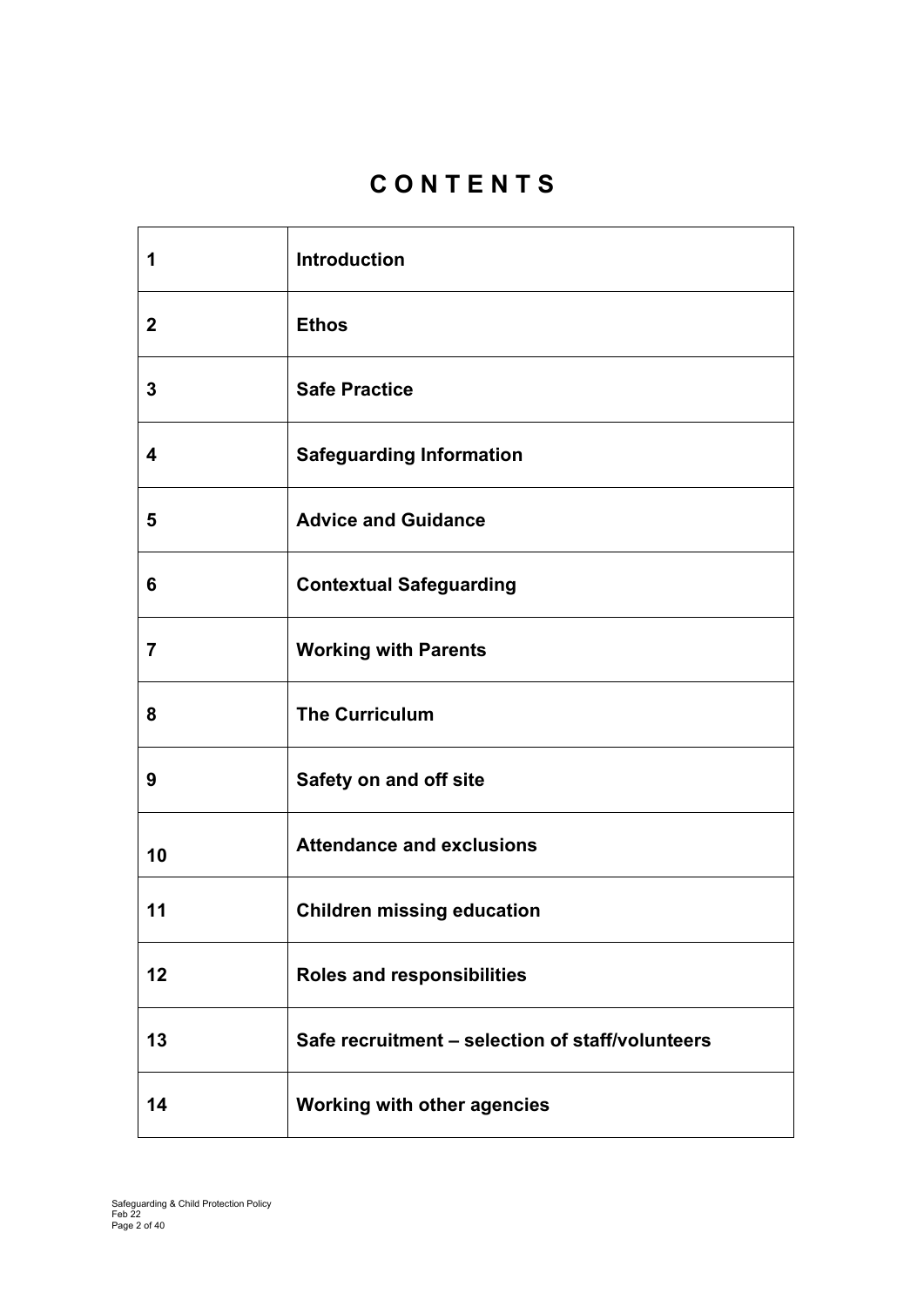# C O N T E N T S

| | |
|---|---|
| **1** | **Introduction** |
| **2** | **Ethos** |
| **3** | **Safe Practice** |
| **4** | **Safeguarding Information** |
| **5** | **Advice and Guidance** |
| **6** | **Contextual Safeguarding** |
| **7** | **Working with Parents** |
| **8** | **The Curriculum** |
| **9** | **Safety on and off site** |
| **10** | **Attendance and exclusions** |
| **11** | **Children missing education** |
| **12** | **Roles and responsibilities** |
| **13** | **Safe recruitment – selection of staff/volunteers** |
| **14** | **Working with other agencies** |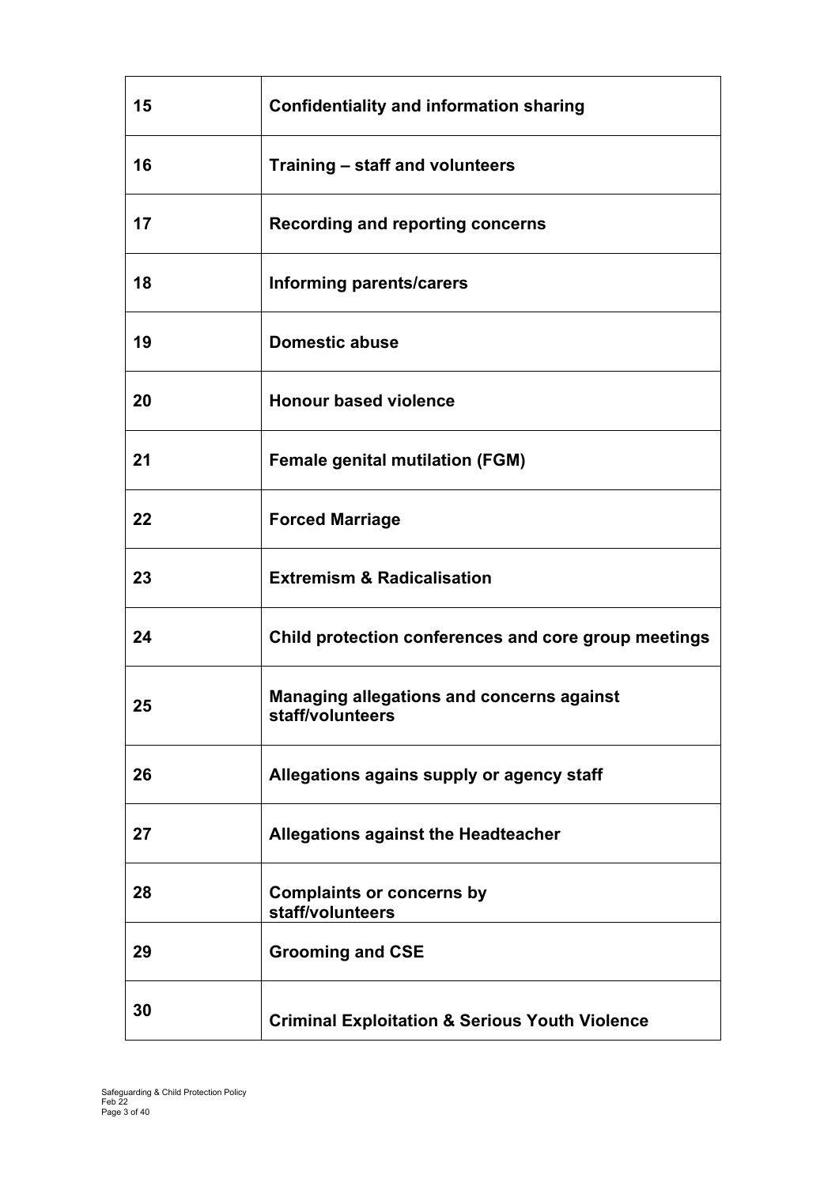| | |
|---|---|
| **15** | **Confidentiality and information sharing** |
| **16** | **Training – staff and volunteers** |
| **17** | **Recording and reporting concerns** |
| **18** | **Informing parents/carers** |
| **19** | **Domestic abuse** |
| **20** | **Honour based violence** |
| **21** | **Female genital mutilation (FGM)** |
| **22** | **Forced Marriage** |
| **23** | **Extremism & Radicalisation** |
| **24** | **Child protection conferences and core group meetings** |
| **25** | **Managing allegations and concerns against staff/volunteers** |
| **26** | **Allegations agains supply or agency staff** |
| **27** | **Allegations against the Headteacher** |
| **28** | **Complaints or concerns by staff/volunteers** |
| **29** | **Grooming and CSE** |
| **30** | **Criminal Exploitation & Serious Youth Violence** |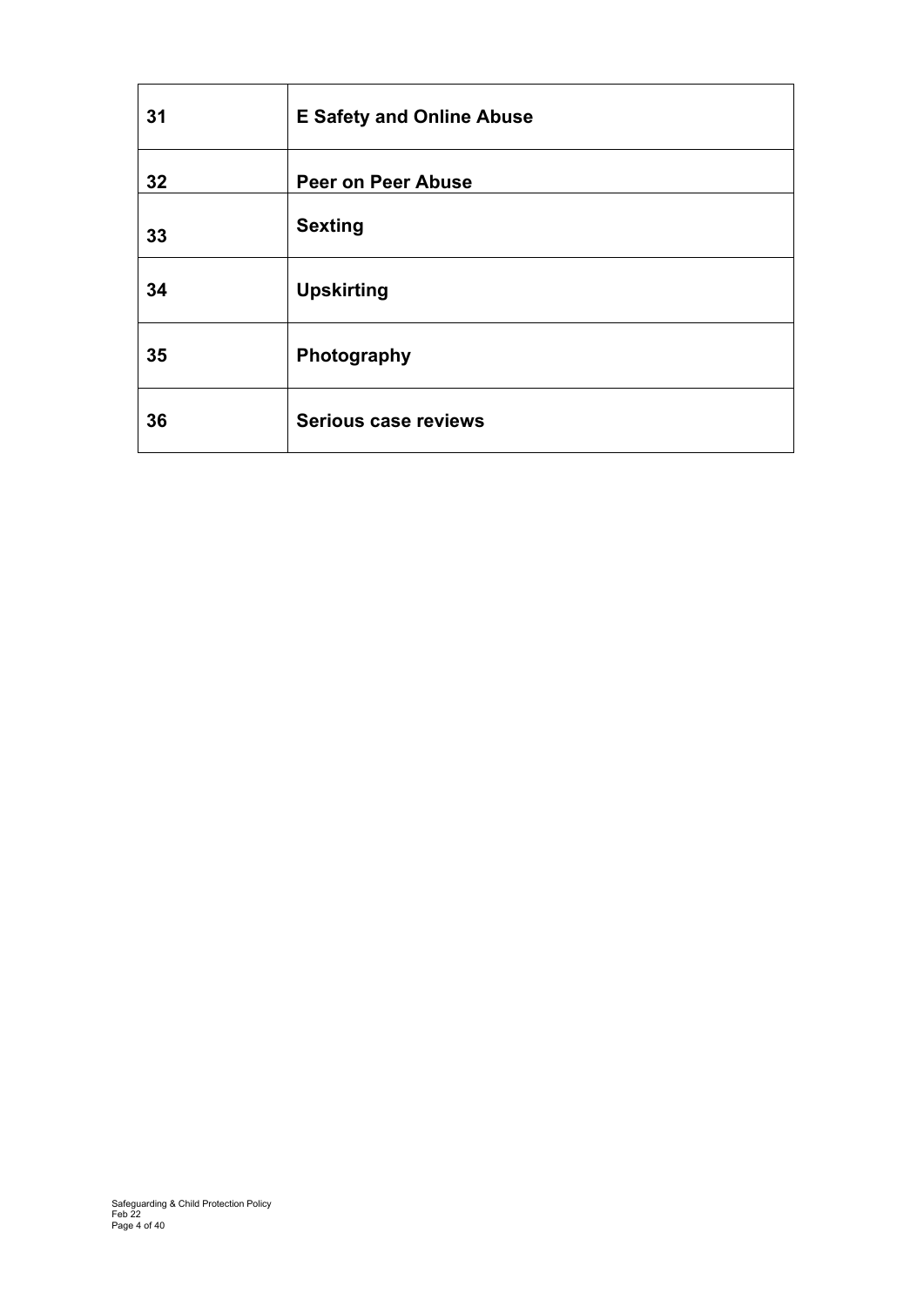| 31 | **E Safety and Online Abuse** |
|---|---|
| 32 | **Peer on Peer Abuse** |
| 33 | **Sexting** |
| 34 | **Upskirting** |
| 35 | **Photography** |
| 36 | **Serious case reviews** |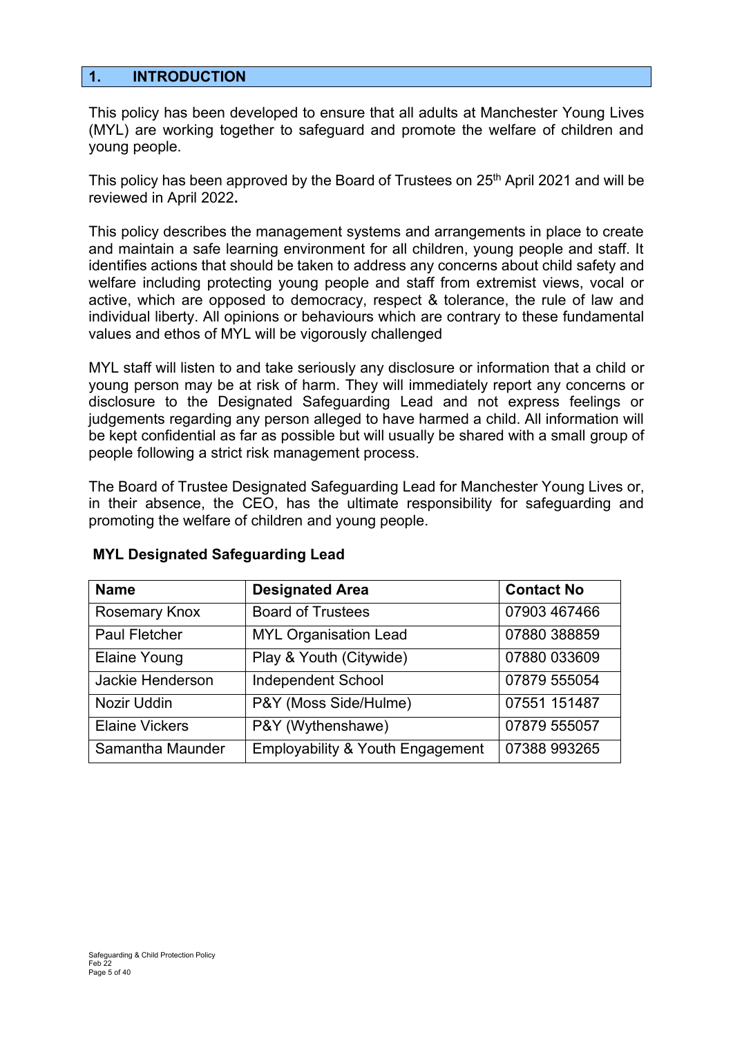## 1. INTRODUCTION

This policy has been developed to ensure that all adults at Manchester Young Lives (MYL) are working together to safeguard and promote the welfare of children and young people.

This policy has been approved by the Board of Trustees on 25th April 2021 and will be reviewed in April 2022**.**

This policy describes the management systems and arrangements in place to create and maintain a safe learning environment for all children, young people and staff. It identifies actions that should be taken to address any concerns about child safety and welfare including protecting young people and staff from extremist views, vocal or active, which are opposed to democracy, respect & tolerance, the rule of law and individual liberty. All opinions or behaviours which are contrary to these fundamental values and ethos of MYL will be vigorously challenged

MYL staff will listen to and take seriously any disclosure or information that a child or young person may be at risk of harm. They will immediately report any concerns or disclosure to the Designated Safeguarding Lead and not express feelings or judgements regarding any person alleged to have harmed a child. All information will be kept confidential as far as possible but will usually be shared with a small group of people following a strict risk management process.

The Board of Trustee Designated Safeguarding Lead for Manchester Young Lives or, in their absence, the CEO, has the ultimate responsibility for safeguarding and promoting the welfare of children and young people.

**MYL Designated Safeguarding Lead**

| Name | Designated Area | Contact No |
|---|---|---|
| Rosemary Knox | Board of Trustees | 07903 467466 |
| Paul Fletcher | MYL Organisation Lead | 07880 388859 |
| Elaine Young | Play & Youth (Citywide) | 07880 033609 |
| Jackie Henderson | Independent School | 07879 555054 |
| Nozir Uddin | P&Y (Moss Side/Hulme) | 07551 151487 |
| Elaine Vickers | P&Y (Wythenshawe) | 07879 555057 |
| Samantha Maunder | Employability & Youth Engagement | 07388 993265 |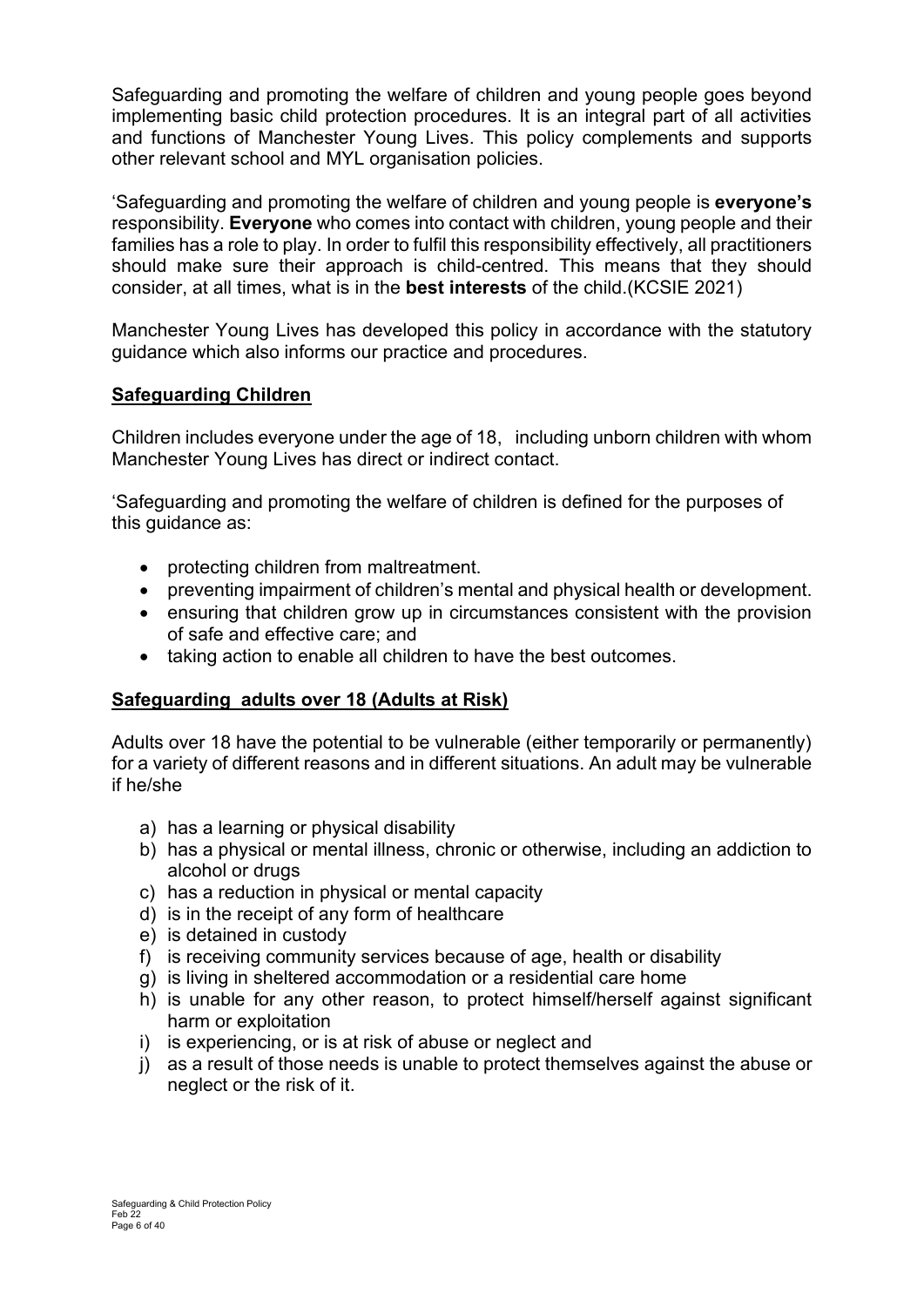Safeguarding and promoting the welfare of children and young people goes beyond implementing basic child protection procedures. It is an integral part of all activities and functions of Manchester Young Lives. This policy complements and supports other relevant school and MYL organisation policies.

'Safeguarding and promoting the welfare of children and young people is **everyone's** responsibility. **Everyone** who comes into contact with children, young people and their families has a role to play. In order to fulfil this responsibility effectively, all practitioners should make sure their approach is child-centred. This means that they should consider, at all times, what is in the **best interests** of the child.(KCSIE 2021)

Manchester Young Lives has developed this policy in accordance with the statutory guidance which also informs our practice and procedures.

## Safeguarding Children

Children includes everyone under the age of 18, including unborn children with whom Manchester Young Lives has direct or indirect contact.

'Safeguarding and promoting the welfare of children is defined for the purposes of this guidance as:

- protecting children from maltreatment.
- preventing impairment of children's mental and physical health or development.
- ensuring that children grow up in circumstances consistent with the provision of safe and effective care; and
- taking action to enable all children to have the best outcomes.

## Safeguarding adults over 18 (Adults at Risk)

Adults over 18 have the potential to be vulnerable (either temporarily or permanently) for a variety of different reasons and in different situations. An adult may be vulnerable if he/she

a) has a learning or physical disability
b) has a physical or mental illness, chronic or otherwise, including an addiction to alcohol or drugs
c) has a reduction in physical or mental capacity
d) is in the receipt of any form of healthcare
e) is detained in custody
f) is receiving community services because of age, health or disability
g) is living in sheltered accommodation or a residential care home
h) is unable for any other reason, to protect himself/herself against significant harm or exploitation
i) is experiencing, or is at risk of abuse or neglect and
j) as a result of those needs is unable to protect themselves against the abuse or neglect or the risk of it.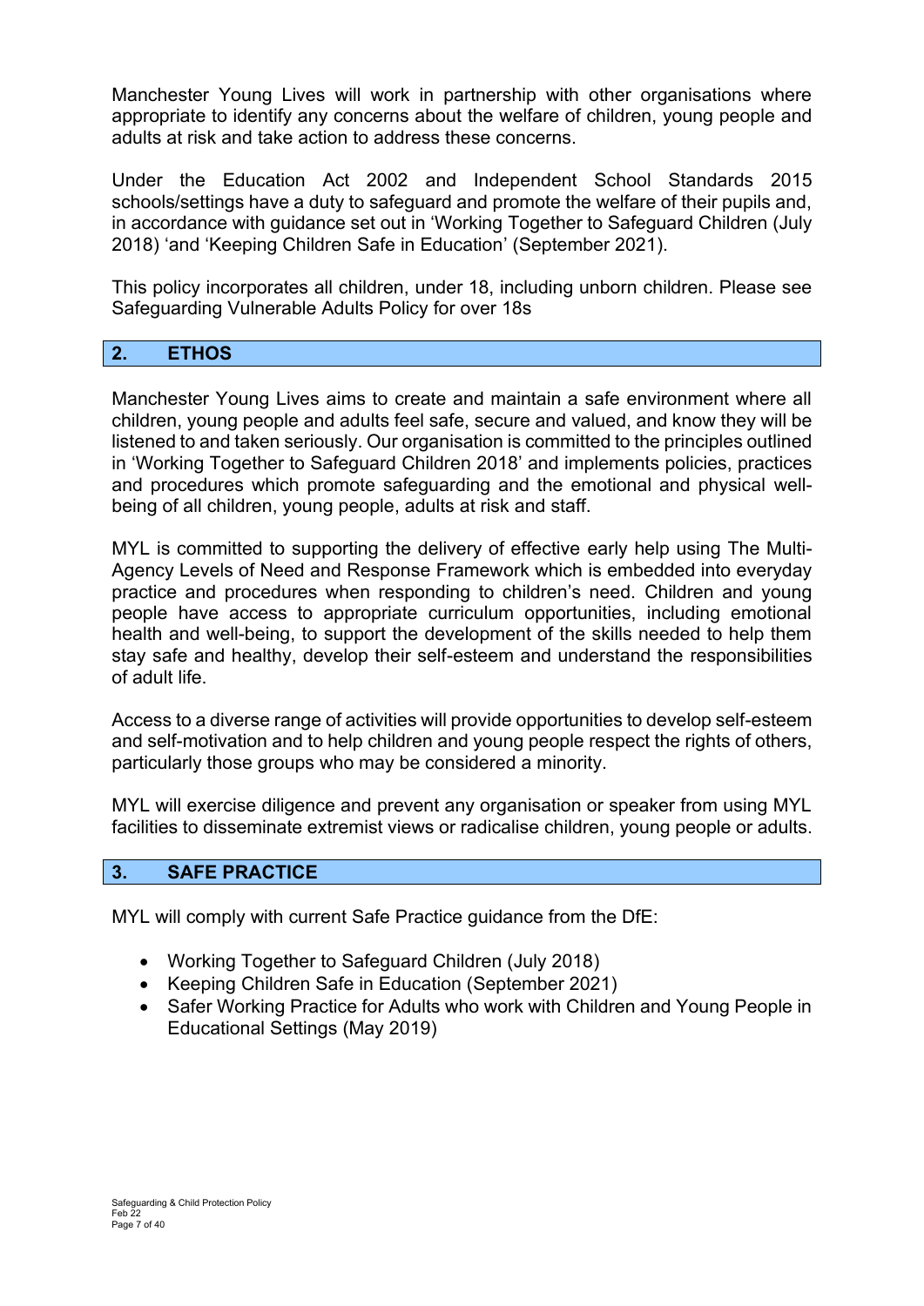Manchester Young Lives will work in partnership with other organisations where appropriate to identify any concerns about the welfare of children, young people and adults at risk and take action to address these concerns.

Under the Education Act 2002 and Independent School Standards 2015 schools/settings have a duty to safeguard and promote the welfare of their pupils and, in accordance with guidance set out in 'Working Together to Safeguard Children (July 2018) 'and 'Keeping Children Safe in Education' (September 2021).

This policy incorporates all children, under 18, including unborn children. Please see Safeguarding Vulnerable Adults Policy for over 18s

## 2. ETHOS

Manchester Young Lives aims to create and maintain a safe environment where all children, young people and adults feel safe, secure and valued, and know they will be listened to and taken seriously. Our organisation is committed to the principles outlined in 'Working Together to Safeguard Children 2018' and implements policies, practices and procedures which promote safeguarding and the emotional and physical well-being of all children, young people, adults at risk and staff.

MYL is committed to supporting the delivery of effective early help using The Multi-Agency Levels of Need and Response Framework which is embedded into everyday practice and procedures when responding to children's need. Children and young people have access to appropriate curriculum opportunities, including emotional health and well-being, to support the development of the skills needed to help them stay safe and healthy, develop their self-esteem and understand the responsibilities of adult life.

Access to a diverse range of activities will provide opportunities to develop self-esteem and self-motivation and to help children and young people respect the rights of others, particularly those groups who may be considered a minority.

MYL will exercise diligence and prevent any organisation or speaker from using MYL facilities to disseminate extremist views or radicalise children, young people or adults.

## 3. SAFE PRACTICE

MYL will comply with current Safe Practice guidance from the DfE:

- Working Together to Safeguard Children (July 2018)
- Keeping Children Safe in Education (September 2021)
- Safer Working Practice for Adults who work with Children and Young People in Educational Settings (May 2019)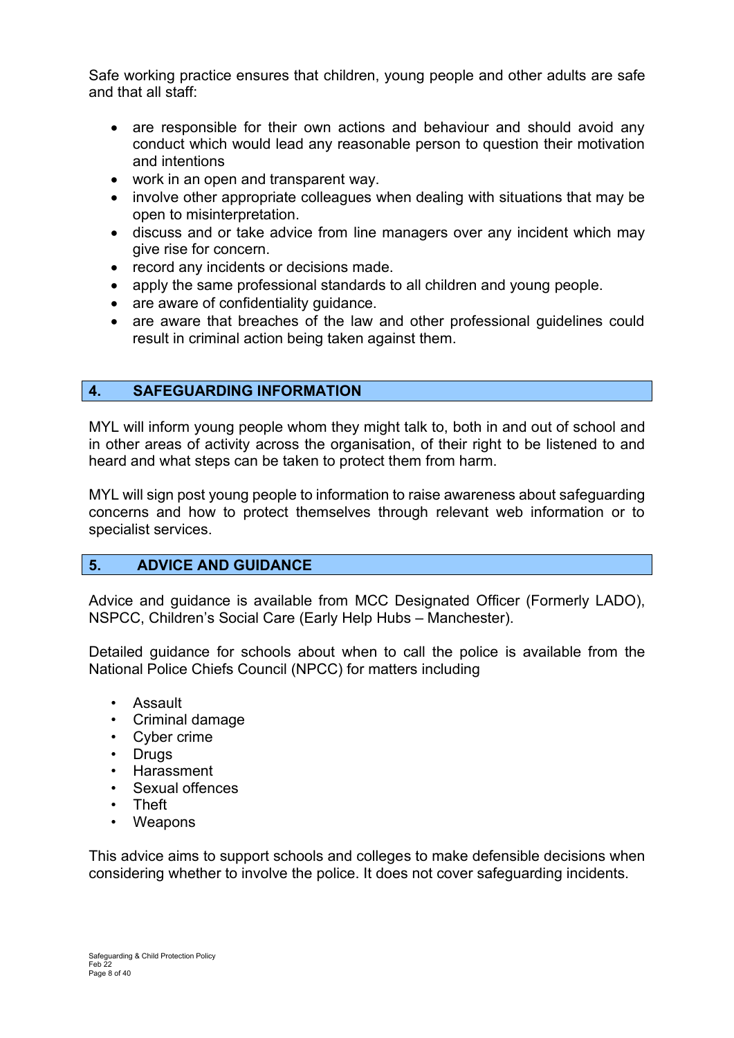Safe working practice ensures that children, young people and other adults are safe and that all staff:

- are responsible for their own actions and behaviour and should avoid any conduct which would lead any reasonable person to question their motivation and intentions
- work in an open and transparent way.
- involve other appropriate colleagues when dealing with situations that may be open to misinterpretation.
- discuss and or take advice from line managers over any incident which may give rise for concern.
- record any incidents or decisions made.
- apply the same professional standards to all children and young people.
- are aware of confidentiality guidance.
- are aware that breaches of the law and other professional guidelines could result in criminal action being taken against them.

## 4. SAFEGUARDING INFORMATION

MYL will inform young people whom they might talk to, both in and out of school and in other areas of activity across the organisation, of their right to be listened to and heard and what steps can be taken to protect them from harm.

MYL will sign post young people to information to raise awareness about safeguarding concerns and how to protect themselves through relevant web information or to specialist services.

## 5. ADVICE AND GUIDANCE

Advice and guidance is available from MCC Designated Officer (Formerly LADO), NSPCC, Children's Social Care (Early Help Hubs – Manchester).

Detailed guidance for schools about when to call the police is available from the National Police Chiefs Council (NPCC) for matters including

- Assault
- Criminal damage
- Cyber crime
- Drugs
- Harassment
- Sexual offences
- Theft
- Weapons

This advice aims to support schools and colleges to make defensible decisions when considering whether to involve the police. It does not cover safeguarding incidents.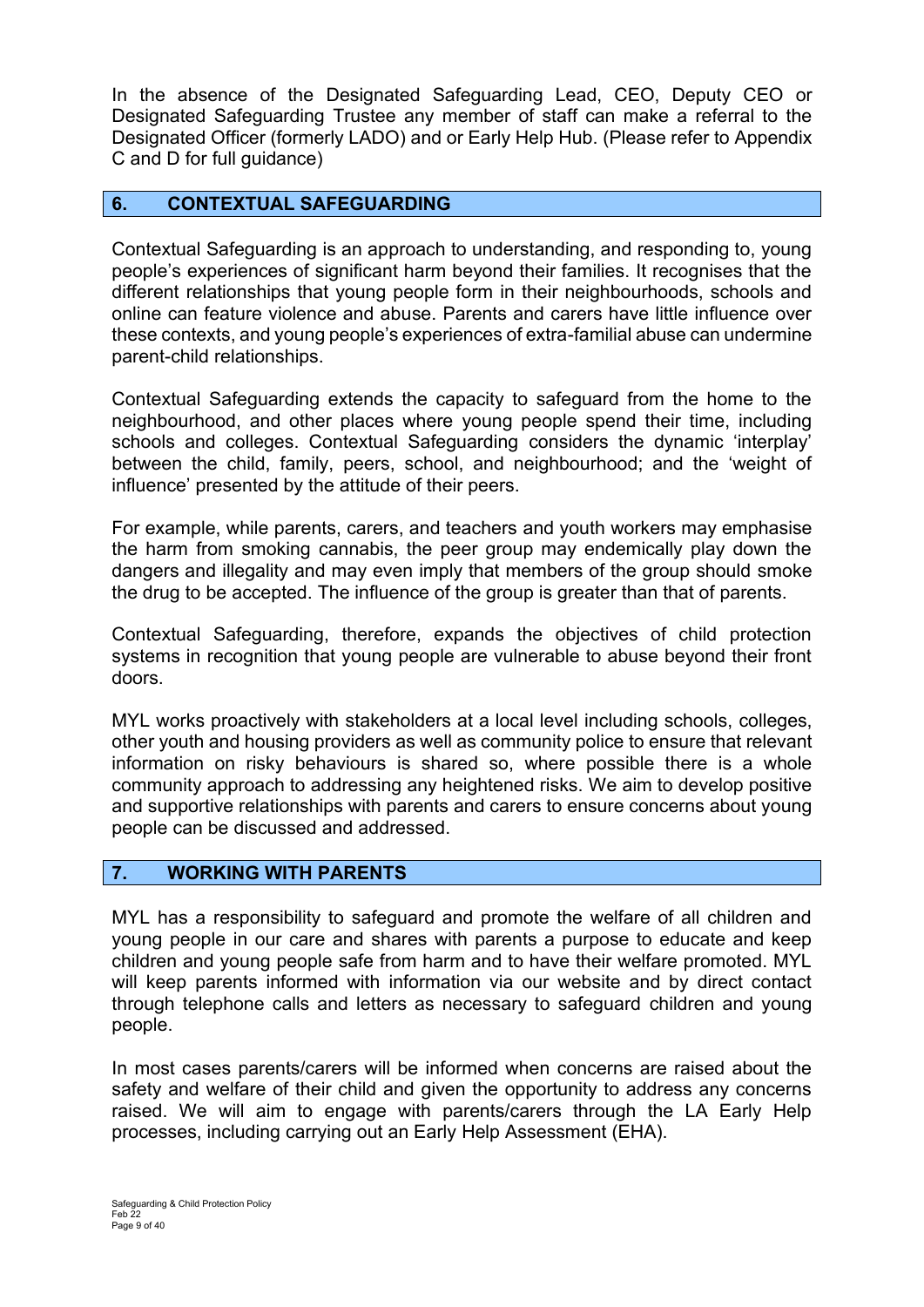In the absence of the Designated Safeguarding Lead, CEO, Deputy CEO or Designated Safeguarding Trustee any member of staff can make a referral to the Designated Officer (formerly LADO) and or Early Help Hub. (Please refer to Appendix C and D for full guidance)

## 6. CONTEXTUAL SAFEGUARDING

Contextual Safeguarding is an approach to understanding, and responding to, young people's experiences of significant harm beyond their families. It recognises that the different relationships that young people form in their neighbourhoods, schools and online can feature violence and abuse. Parents and carers have little influence over these contexts, and young people's experiences of extra-familial abuse can undermine parent-child relationships.

Contextual Safeguarding extends the capacity to safeguard from the home to the neighbourhood, and other places where young people spend their time, including schools and colleges. Contextual Safeguarding considers the dynamic 'interplay' between the child, family, peers, school, and neighbourhood; and the 'weight of influence' presented by the attitude of their peers.

For example, while parents, carers, and teachers and youth workers may emphasise the harm from smoking cannabis, the peer group may endemically play down the dangers and illegality and may even imply that members of the group should smoke the drug to be accepted. The influence of the group is greater than that of parents.

Contextual Safeguarding, therefore, expands the objectives of child protection systems in recognition that young people are vulnerable to abuse beyond their front doors.

MYL works proactively with stakeholders at a local level including schools, colleges, other youth and housing providers as well as community police to ensure that relevant information on risky behaviours is shared so, where possible there is a whole community approach to addressing any heightened risks. We aim to develop positive and supportive relationships with parents and carers to ensure concerns about young people can be discussed and addressed.

## 7. WORKING WITH PARENTS

MYL has a responsibility to safeguard and promote the welfare of all children and young people in our care and shares with parents a purpose to educate and keep children and young people safe from harm and to have their welfare promoted. MYL will keep parents informed with information via our website and by direct contact through telephone calls and letters as necessary to safeguard children and young people.

In most cases parents/carers will be informed when concerns are raised about the safety and welfare of their child and given the opportunity to address any concerns raised. We will aim to engage with parents/carers through the LA Early Help processes, including carrying out an Early Help Assessment (EHA).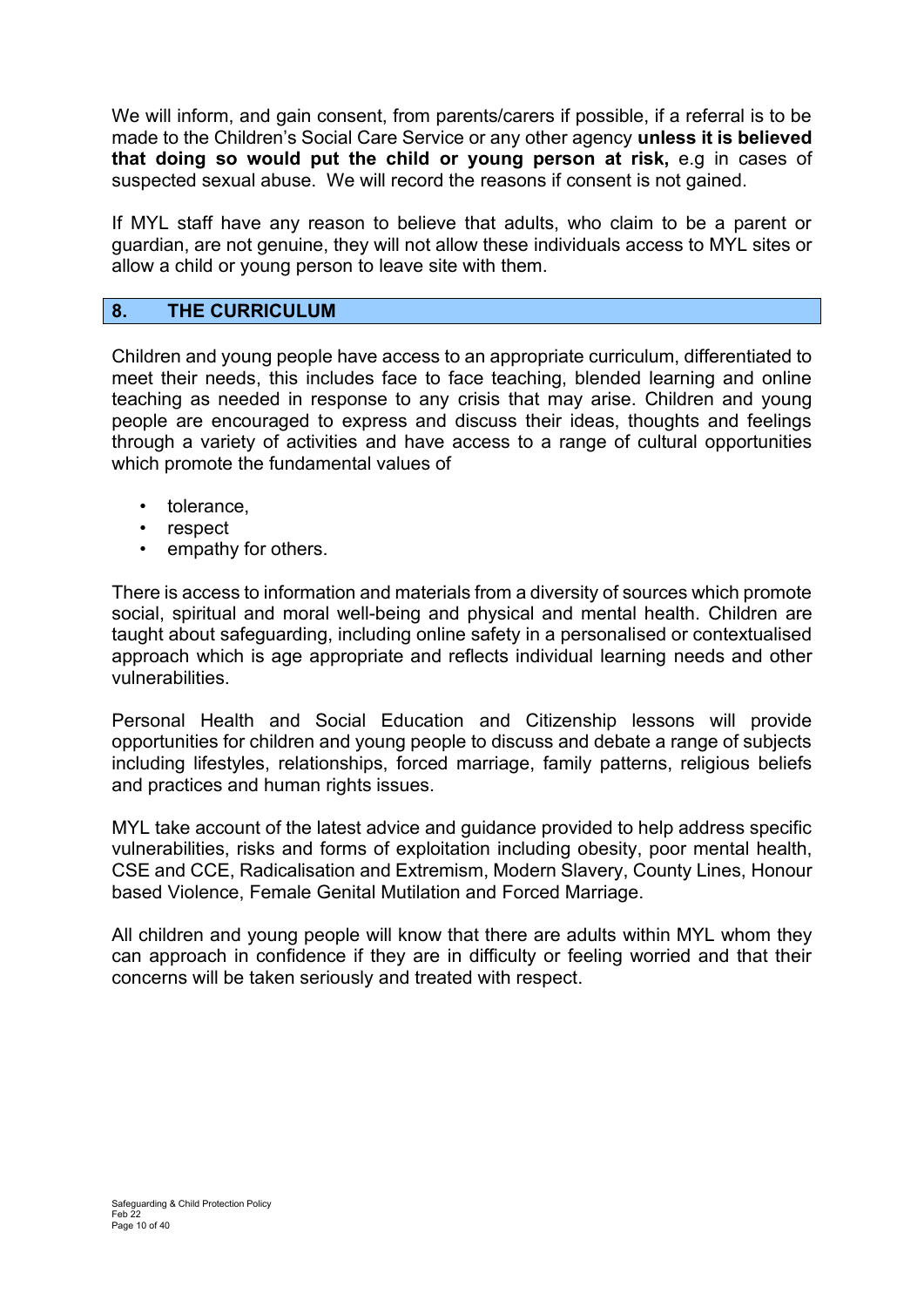We will inform, and gain consent, from parents/carers if possible, if a referral is to be made to the Children's Social Care Service or any other agency **unless it is believed that doing so would put the child or young person at risk,** e.g in cases of suspected sexual abuse. We will record the reasons if consent is not gained.

If MYL staff have any reason to believe that adults, who claim to be a parent or guardian, are not genuine, they will not allow these individuals access to MYL sites or allow a child or young person to leave site with them.

## 8. THE CURRICULUM

Children and young people have access to an appropriate curriculum, differentiated to meet their needs, this includes face to face teaching, blended learning and online teaching as needed in response to any crisis that may arise. Children and young people are encouraged to express and discuss their ideas, thoughts and feelings through a variety of activities and have access to a range of cultural opportunities which promote the fundamental values of

- tolerance,
- respect
- empathy for others.

There is access to information and materials from a diversity of sources which promote social, spiritual and moral well-being and physical and mental health. Children are taught about safeguarding, including online safety in a personalised or contextualised approach which is age appropriate and reflects individual learning needs and other vulnerabilities.

Personal Health and Social Education and Citizenship lessons will provide opportunities for children and young people to discuss and debate a range of subjects including lifestyles, relationships, forced marriage, family patterns, religious beliefs and practices and human rights issues.

MYL take account of the latest advice and guidance provided to help address specific vulnerabilities, risks and forms of exploitation including obesity, poor mental health, CSE and CCE, Radicalisation and Extremism, Modern Slavery, County Lines, Honour based Violence, Female Genital Mutilation and Forced Marriage.

All children and young people will know that there are adults within MYL whom they can approach in confidence if they are in difficulty or feeling worried and that their concerns will be taken seriously and treated with respect.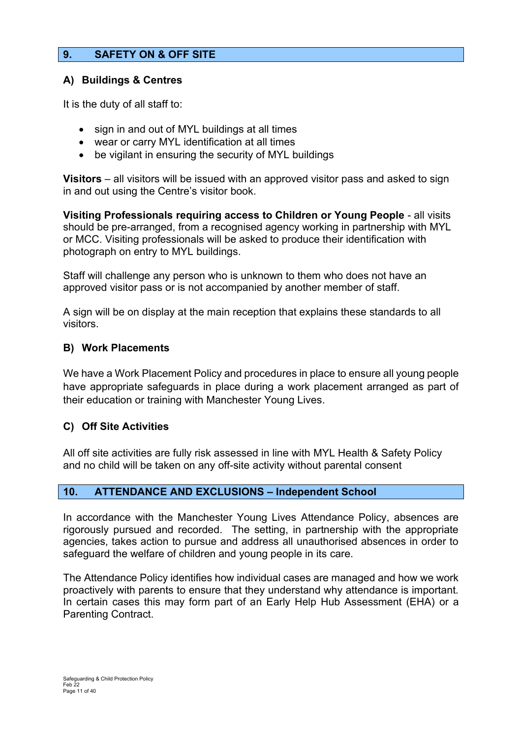## 9. SAFETY ON & OFF SITE

### A) Buildings & Centres

It is the duty of all staff to:

- sign in and out of MYL buildings at all times
- wear or carry MYL identification at all times
- be vigilant in ensuring the security of MYL buildings

**Visitors** – all visitors will be issued with an approved visitor pass and asked to sign in and out using the Centre's visitor book.

**Visiting Professionals requiring access to Children or Young People** - all visits should be pre-arranged, from a recognised agency working in partnership with MYL or MCC. Visiting professionals will be asked to produce their identification with photograph on entry to MYL buildings.

Staff will challenge any person who is unknown to them who does not have an approved visitor pass or is not accompanied by another member of staff.

A sign will be on display at the main reception that explains these standards to all visitors.

### B) Work Placements

We have a Work Placement Policy and procedures in place to ensure all young people have appropriate safeguards in place during a work placement arranged as part of their education or training with Manchester Young Lives.

### C) Off Site Activities

All off site activities are fully risk assessed in line with MYL Health & Safety Policy and no child will be taken on any off-site activity without parental consent

## 10. ATTENDANCE AND EXCLUSIONS – Independent School

In accordance with the Manchester Young Lives Attendance Policy, absences are rigorously pursued and recorded. The setting, in partnership with the appropriate agencies, takes action to pursue and address all unauthorised absences in order to safeguard the welfare of children and young people in its care.

The Attendance Policy identifies how individual cases are managed and how we work proactively with parents to ensure that they understand why attendance is important. In certain cases this may form part of an Early Help Hub Assessment (EHA) or a Parenting Contract.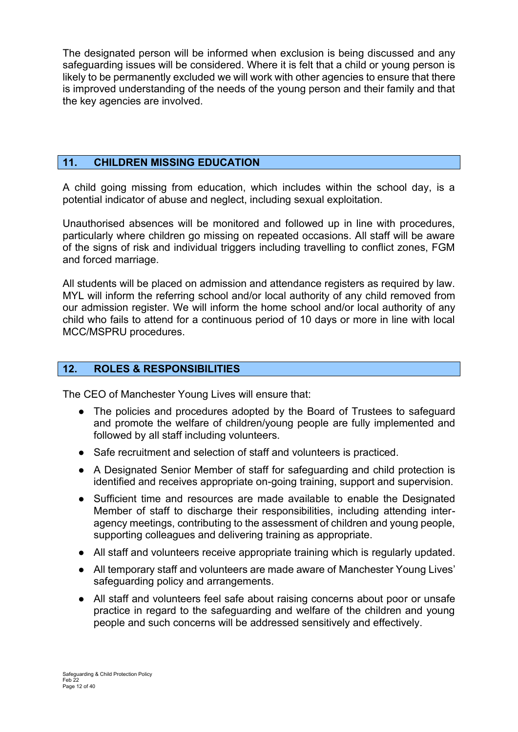The designated person will be informed when exclusion is being discussed and any safeguarding issues will be considered. Where it is felt that a child or young person is likely to be permanently excluded we will work with other agencies to ensure that there is improved understanding of the needs of the young person and their family and that the key agencies are involved.

## 11. CHILDREN MISSING EDUCATION

A child going missing from education, which includes within the school day, is a potential indicator of abuse and neglect, including sexual exploitation.

Unauthorised absences will be monitored and followed up in line with procedures, particularly where children go missing on repeated occasions. All staff will be aware of the signs of risk and individual triggers including travelling to conflict zones, FGM and forced marriage.

All students will be placed on admission and attendance registers as required by law. MYL will inform the referring school and/or local authority of any child removed from our admission register. We will inform the home school and/or local authority of any child who fails to attend for a continuous period of 10 days or more in line with local MCC/MSPRU procedures.

## 12. ROLES & RESPONSIBILITIES

The CEO of Manchester Young Lives will ensure that:

- The policies and procedures adopted by the Board of Trustees to safeguard and promote the welfare of children/young people are fully implemented and followed by all staff including volunteers.
- Safe recruitment and selection of staff and volunteers is practiced.
- A Designated Senior Member of staff for safeguarding and child protection is identified and receives appropriate on-going training, support and supervision.
- Sufficient time and resources are made available to enable the Designated Member of staff to discharge their responsibilities, including attending inter-agency meetings, contributing to the assessment of children and young people, supporting colleagues and delivering training as appropriate.
- All staff and volunteers receive appropriate training which is regularly updated.
- All temporary staff and volunteers are made aware of Manchester Young Lives' safeguarding policy and arrangements.
- All staff and volunteers feel safe about raising concerns about poor or unsafe practice in regard to the safeguarding and welfare of the children and young people and such concerns will be addressed sensitively and effectively.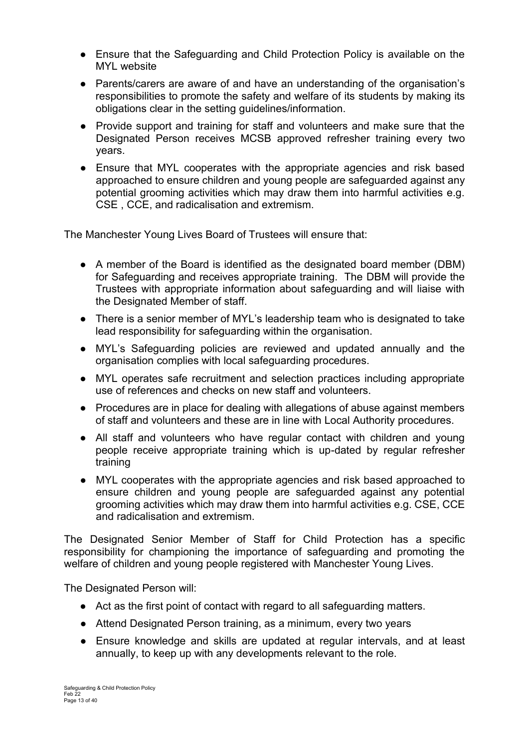- Ensure that the Safeguarding and Child Protection Policy is available on the MYL website
- Parents/carers are aware of and have an understanding of the organisation's responsibilities to promote the safety and welfare of its students by making its obligations clear in the setting guidelines/information.
- Provide support and training for staff and volunteers and make sure that the Designated Person receives MCSB approved refresher training every two years.
- Ensure that MYL cooperates with the appropriate agencies and risk based approached to ensure children and young people are safeguarded against any potential grooming activities which may draw them into harmful activities e.g. CSE , CCE, and radicalisation and extremism.

The Manchester Young Lives Board of Trustees will ensure that:

- A member of the Board is identified as the designated board member (DBM) for Safeguarding and receives appropriate training. The DBM will provide the Trustees with appropriate information about safeguarding and will liaise with the Designated Member of staff.
- There is a senior member of MYL's leadership team who is designated to take lead responsibility for safeguarding within the organisation.
- MYL's Safeguarding policies are reviewed and updated annually and the organisation complies with local safeguarding procedures.
- MYL operates safe recruitment and selection practices including appropriate use of references and checks on new staff and volunteers.
- Procedures are in place for dealing with allegations of abuse against members of staff and volunteers and these are in line with Local Authority procedures.
- All staff and volunteers who have regular contact with children and young people receive appropriate training which is up-dated by regular refresher training
- MYL cooperates with the appropriate agencies and risk based approached to ensure children and young people are safeguarded against any potential grooming activities which may draw them into harmful activities e.g. CSE, CCE and radicalisation and extremism.

The Designated Senior Member of Staff for Child Protection has a specific responsibility for championing the importance of safeguarding and promoting the welfare of children and young people registered with Manchester Young Lives.

The Designated Person will:

- Act as the first point of contact with regard to all safeguarding matters.
- Attend Designated Person training, as a minimum, every two years
- Ensure knowledge and skills are updated at regular intervals, and at least annually, to keep up with any developments relevant to the role.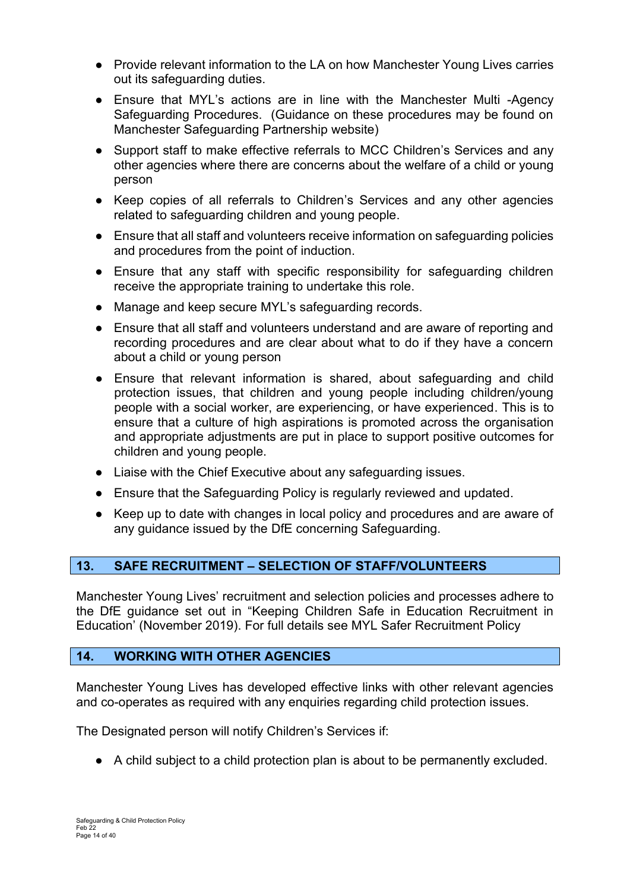- Provide relevant information to the LA on how Manchester Young Lives carries out its safeguarding duties.
- Ensure that MYL's actions are in line with the Manchester Multi -Agency Safeguarding Procedures. (Guidance on these procedures may be found on Manchester Safeguarding Partnership website)
- Support staff to make effective referrals to MCC Children's Services and any other agencies where there are concerns about the welfare of a child or young person
- Keep copies of all referrals to Children's Services and any other agencies related to safeguarding children and young people.
- Ensure that all staff and volunteers receive information on safeguarding policies and procedures from the point of induction.
- Ensure that any staff with specific responsibility for safeguarding children receive the appropriate training to undertake this role.
- Manage and keep secure MYL's safeguarding records.
- Ensure that all staff and volunteers understand and are aware of reporting and recording procedures and are clear about what to do if they have a concern about a child or young person
- Ensure that relevant information is shared, about safeguarding and child protection issues, that children and young people including children/young people with a social worker, are experiencing, or have experienced. This is to ensure that a culture of high aspirations is promoted across the organisation and appropriate adjustments are put in place to support positive outcomes for children and young people.
- Liaise with the Chief Executive about any safeguarding issues.
- Ensure that the Safeguarding Policy is regularly reviewed and updated.
- Keep up to date with changes in local policy and procedures and are aware of any guidance issued by the DfE concerning Safeguarding.

## 13. SAFE RECRUITMENT – SELECTION OF STAFF/VOLUNTEERS

Manchester Young Lives' recruitment and selection policies and processes adhere to the DfE guidance set out in "Keeping Children Safe in Education Recruitment in Education' (November 2019). For full details see MYL Safer Recruitment Policy

## 14. WORKING WITH OTHER AGENCIES

Manchester Young Lives has developed effective links with other relevant agencies and co-operates as required with any enquiries regarding child protection issues.

The Designated person will notify Children's Services if:

- A child subject to a child protection plan is about to be permanently excluded.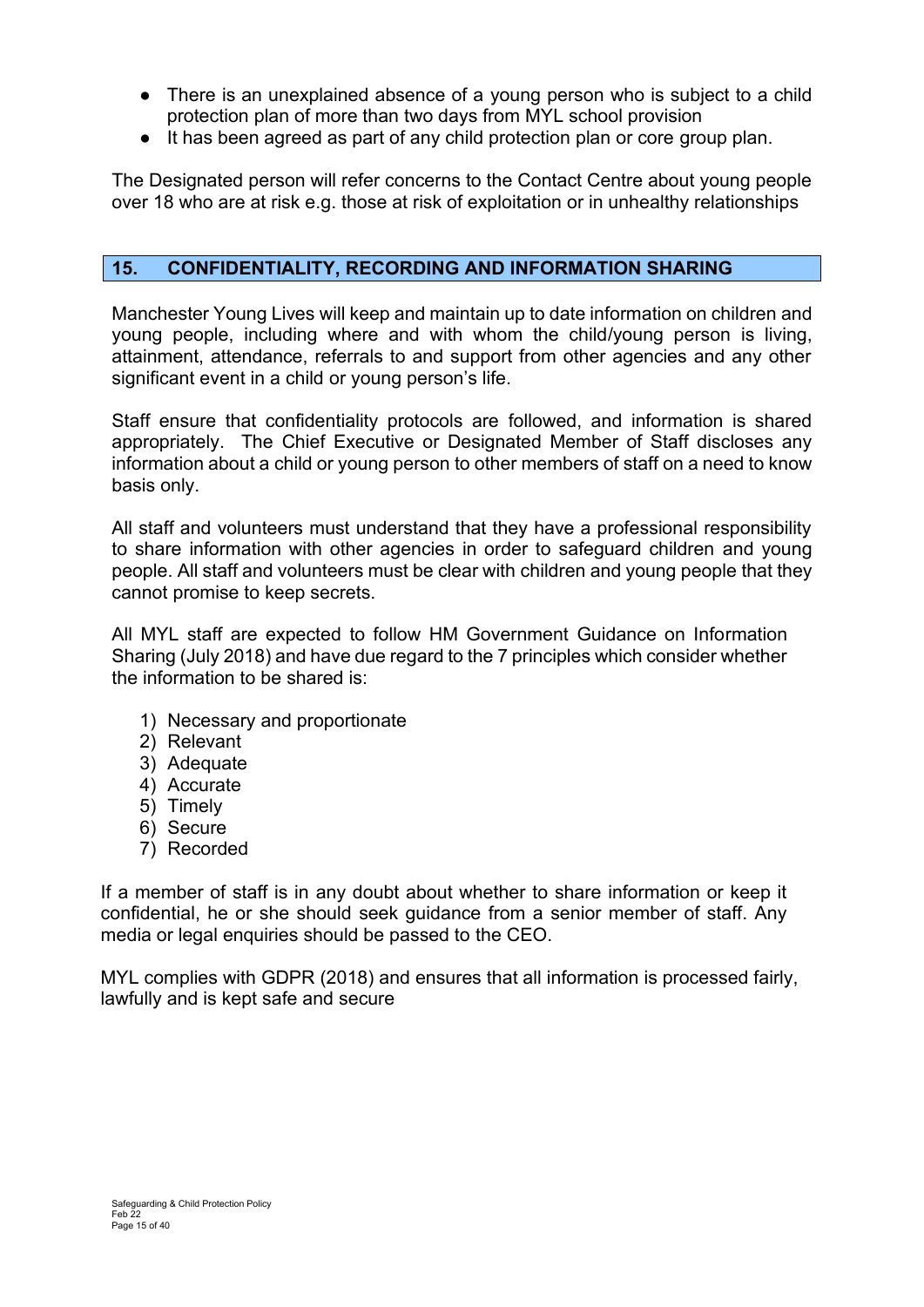- There is an unexplained absence of a young person who is subject to a child protection plan of more than two days from MYL school provision
- It has been agreed as part of any child protection plan or core group plan.

The Designated person will refer concerns to the Contact Centre about young people over 18 who are at risk e.g. those at risk of exploitation or in unhealthy relationships

## 15. CONFIDENTIALITY, RECORDING AND INFORMATION SHARING

Manchester Young Lives will keep and maintain up to date information on children and young people, including where and with whom the child/young person is living, attainment, attendance, referrals to and support from other agencies and any other significant event in a child or young person's life.

Staff ensure that confidentiality protocols are followed, and information is shared appropriately. The Chief Executive or Designated Member of Staff discloses any information about a child or young person to other members of staff on a need to know basis only.

All staff and volunteers must understand that they have a professional responsibility to share information with other agencies in order to safeguard children and young people. All staff and volunteers must be clear with children and young people that they cannot promise to keep secrets.

All MYL staff are expected to follow HM Government Guidance on Information Sharing (July 2018) and have due regard to the 7 principles which consider whether the information to be shared is:

1) Necessary and proportionate
2) Relevant
3) Adequate
4) Accurate
5) Timely
6) Secure
7) Recorded

If a member of staff is in any doubt about whether to share information or keep it confidential, he or she should seek guidance from a senior member of staff. Any media or legal enquiries should be passed to the CEO.

MYL complies with GDPR (2018) and ensures that all information is processed fairly, lawfully and is kept safe and secure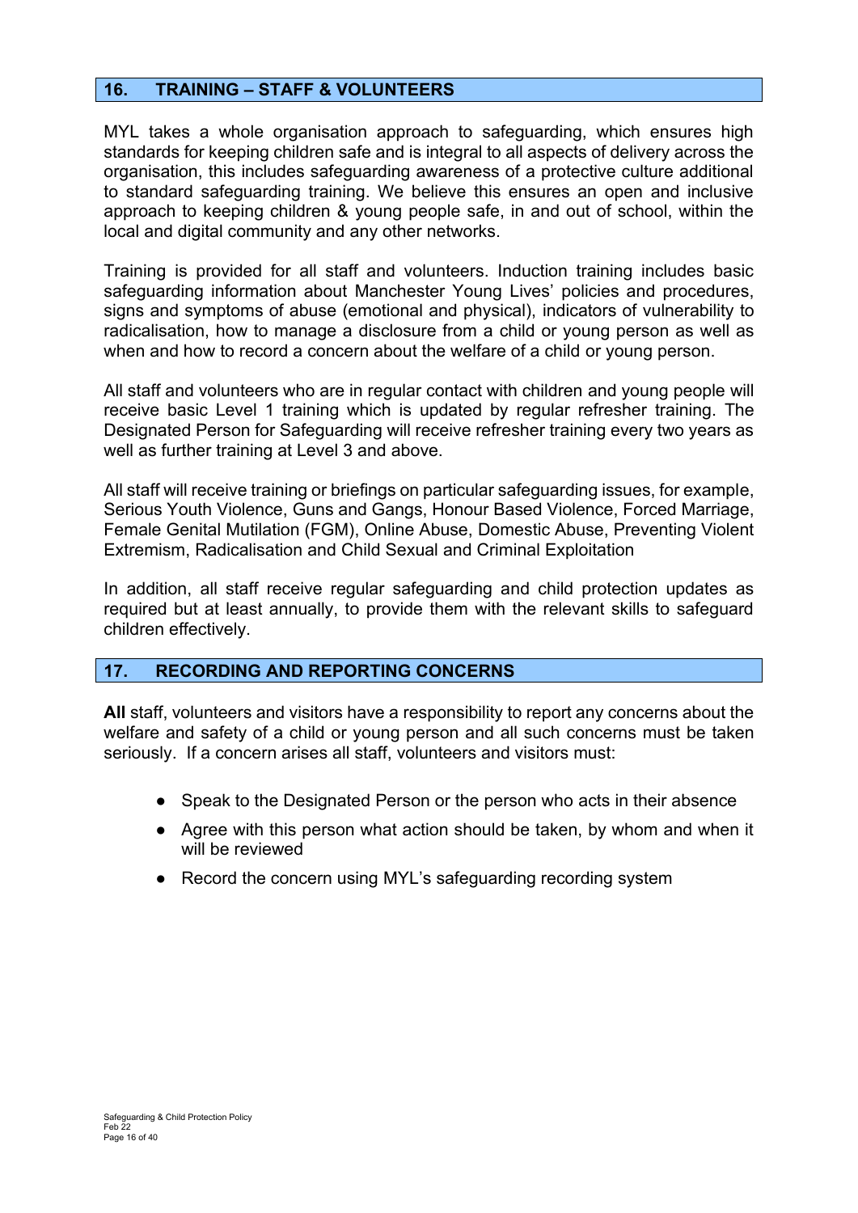## 16. TRAINING – STAFF & VOLUNTEERS

MYL takes a whole organisation approach to safeguarding, which ensures high standards for keeping children safe and is integral to all aspects of delivery across the organisation, this includes safeguarding awareness of a protective culture additional to standard safeguarding training. We believe this ensures an open and inclusive approach to keeping children & young people safe, in and out of school, within the local and digital community and any other networks.

Training is provided for all staff and volunteers. Induction training includes basic safeguarding information about Manchester Young Lives' policies and procedures, signs and symptoms of abuse (emotional and physical), indicators of vulnerability to radicalisation, how to manage a disclosure from a child or young person as well as when and how to record a concern about the welfare of a child or young person.

All staff and volunteers who are in regular contact with children and young people will receive basic Level 1 training which is updated by regular refresher training. The Designated Person for Safeguarding will receive refresher training every two years as well as further training at Level 3 and above.

All staff will receive training or briefings on particular safeguarding issues, for example, Serious Youth Violence, Guns and Gangs, Honour Based Violence, Forced Marriage, Female Genital Mutilation (FGM), Online Abuse, Domestic Abuse, Preventing Violent Extremism, Radicalisation and Child Sexual and Criminal Exploitation

In addition, all staff receive regular safeguarding and child protection updates as required but at least annually, to provide them with the relevant skills to safeguard children effectively.

## 17. RECORDING AND REPORTING CONCERNS

**All** staff, volunteers and visitors have a responsibility to report any concerns about the welfare and safety of a child or young person and all such concerns must be taken seriously. If a concern arises all staff, volunteers and visitors must:

- Speak to the Designated Person or the person who acts in their absence
- Agree with this person what action should be taken, by whom and when it will be reviewed
- Record the concern using MYL's safeguarding recording system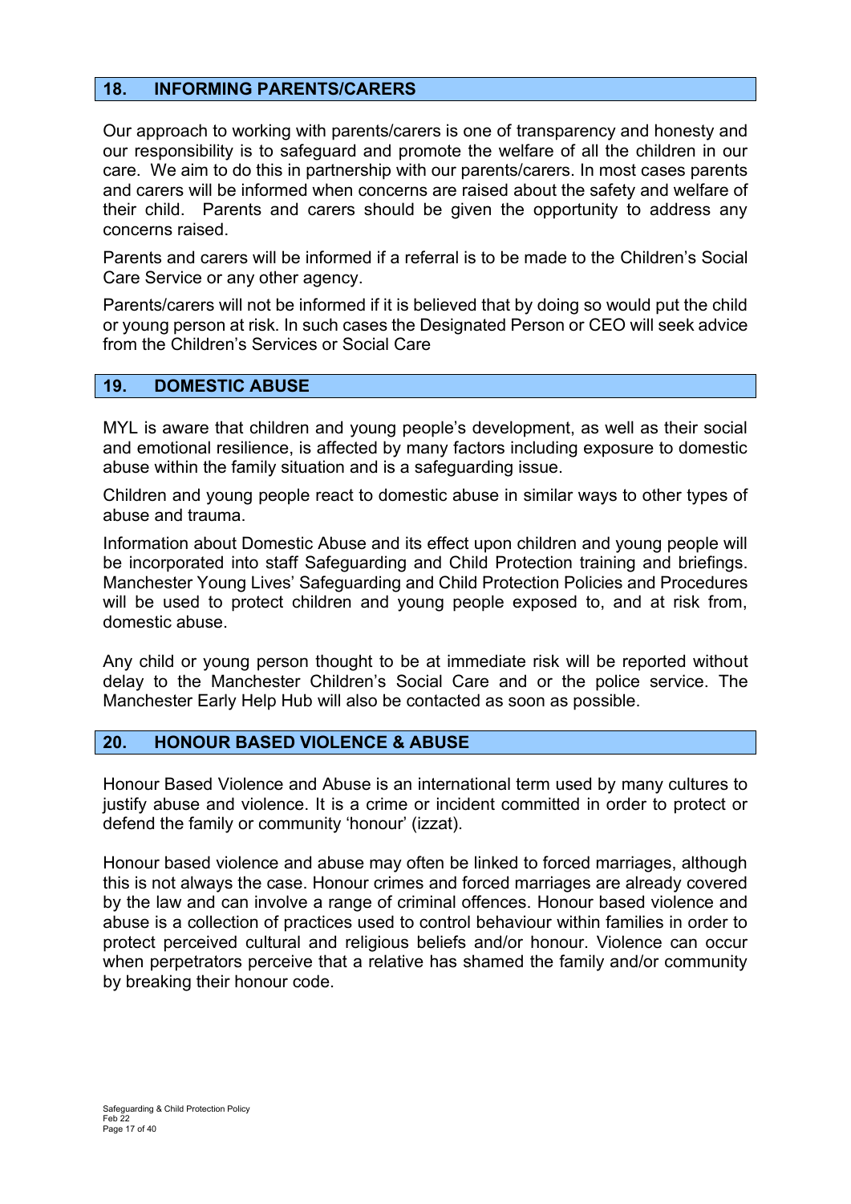## 18. INFORMING PARENTS/CARERS

Our approach to working with parents/carers is one of transparency and honesty and our responsibility is to safeguard and promote the welfare of all the children in our care. We aim to do this in partnership with our parents/carers. In most cases parents and carers will be informed when concerns are raised about the safety and welfare of their child. Parents and carers should be given the opportunity to address any concerns raised.

Parents and carers will be informed if a referral is to be made to the Children's Social Care Service or any other agency.

Parents/carers will not be informed if it is believed that by doing so would put the child or young person at risk. In such cases the Designated Person or CEO will seek advice from the Children's Services or Social Care

## 19. DOMESTIC ABUSE

MYL is aware that children and young people's development, as well as their social and emotional resilience, is affected by many factors including exposure to domestic abuse within the family situation and is a safeguarding issue.

Children and young people react to domestic abuse in similar ways to other types of abuse and trauma.

Information about Domestic Abuse and its effect upon children and young people will be incorporated into staff Safeguarding and Child Protection training and briefings. Manchester Young Lives' Safeguarding and Child Protection Policies and Procedures will be used to protect children and young people exposed to, and at risk from, domestic abuse.

Any child or young person thought to be at immediate risk will be reported without delay to the Manchester Children's Social Care and or the police service. The Manchester Early Help Hub will also be contacted as soon as possible.

## 20. HONOUR BASED VIOLENCE & ABUSE

Honour Based Violence and Abuse is an international term used by many cultures to justify abuse and violence. It is a crime or incident committed in order to protect or defend the family or community 'honour' (izzat).

Honour based violence and abuse may often be linked to forced marriages, although this is not always the case. Honour crimes and forced marriages are already covered by the law and can involve a range of criminal offences. Honour based violence and abuse is a collection of practices used to control behaviour within families in order to protect perceived cultural and religious beliefs and/or honour. Violence can occur when perpetrators perceive that a relative has shamed the family and/or community by breaking their honour code.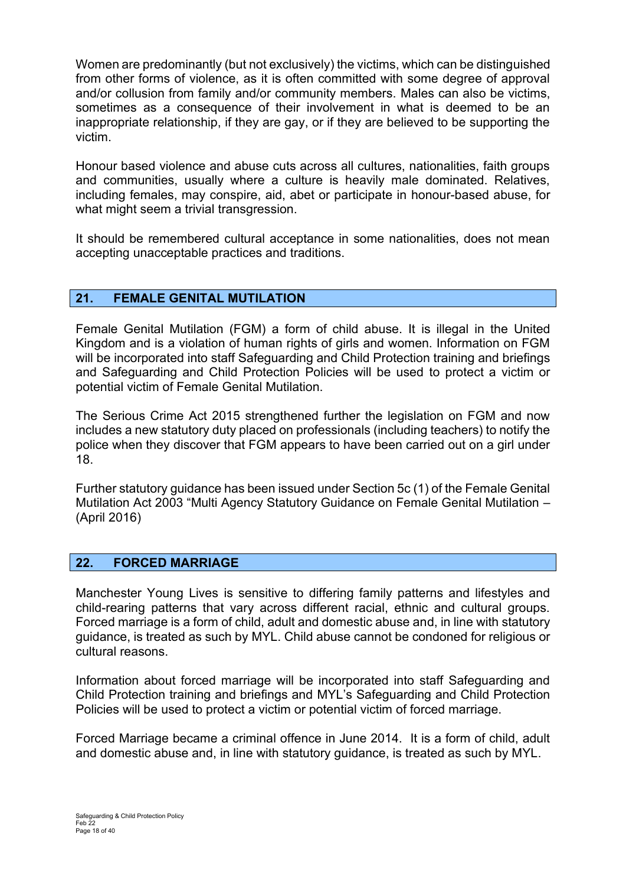Women are predominantly (but not exclusively) the victims, which can be distinguished from other forms of violence, as it is often committed with some degree of approval and/or collusion from family and/or community members. Males can also be victims, sometimes as a consequence of their involvement in what is deemed to be an inappropriate relationship, if they are gay, or if they are believed to be supporting the victim.

Honour based violence and abuse cuts across all cultures, nationalities, faith groups and communities, usually where a culture is heavily male dominated. Relatives, including females, may conspire, aid, abet or participate in honour-based abuse, for what might seem a trivial transgression.

It should be remembered cultural acceptance in some nationalities, does not mean accepting unacceptable practices and traditions.

## 21. FEMALE GENITAL MUTILATION

Female Genital Mutilation (FGM) a form of child abuse. It is illegal in the United Kingdom and is a violation of human rights of girls and women. Information on FGM will be incorporated into staff Safeguarding and Child Protection training and briefings and Safeguarding and Child Protection Policies will be used to protect a victim or potential victim of Female Genital Mutilation.

The Serious Crime Act 2015 strengthened further the legislation on FGM and now includes a new statutory duty placed on professionals (including teachers) to notify the police when they discover that FGM appears to have been carried out on a girl under 18.

Further statutory guidance has been issued under Section 5c (1) of the Female Genital Mutilation Act 2003 "Multi Agency Statutory Guidance on Female Genital Mutilation – (April 2016)

## 22. FORCED MARRIAGE

Manchester Young Lives is sensitive to differing family patterns and lifestyles and child-rearing patterns that vary across different racial, ethnic and cultural groups. Forced marriage is a form of child, adult and domestic abuse and, in line with statutory guidance, is treated as such by MYL. Child abuse cannot be condoned for religious or cultural reasons.

Information about forced marriage will be incorporated into staff Safeguarding and Child Protection training and briefings and MYL's Safeguarding and Child Protection Policies will be used to protect a victim or potential victim of forced marriage.

Forced Marriage became a criminal offence in June 2014. It is a form of child, adult and domestic abuse and, in line with statutory guidance, is treated as such by MYL.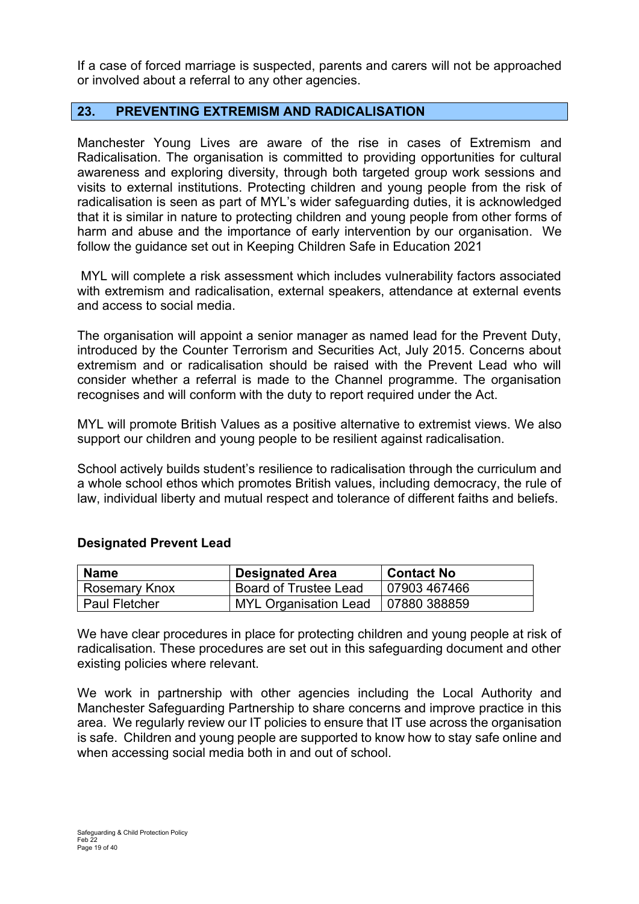If a case of forced marriage is suspected, parents and carers will not be approached or involved about a referral to any other agencies.

## 23. PREVENTING EXTREMISM AND RADICALISATION

Manchester Young Lives are aware of the rise in cases of Extremism and Radicalisation. The organisation is committed to providing opportunities for cultural awareness and exploring diversity, through both targeted group work sessions and visits to external institutions. Protecting children and young people from the risk of radicalisation is seen as part of MYL's wider safeguarding duties, it is acknowledged that it is similar in nature to protecting children and young people from other forms of harm and abuse and the importance of early intervention by our organisation. We follow the guidance set out in Keeping Children Safe in Education 2021

MYL will complete a risk assessment which includes vulnerability factors associated with extremism and radicalisation, external speakers, attendance at external events and access to social media.

The organisation will appoint a senior manager as named lead for the Prevent Duty, introduced by the Counter Terrorism and Securities Act, July 2015. Concerns about extremism and or radicalisation should be raised with the Prevent Lead who will consider whether a referral is made to the Channel programme. The organisation recognises and will conform with the duty to report required under the Act.

MYL will promote British Values as a positive alternative to extremist views. We also support our children and young people to be resilient against radicalisation.

School actively builds student's resilience to radicalisation through the curriculum and a whole school ethos which promotes British values, including democracy, the rule of law, individual liberty and mutual respect and tolerance of different faiths and beliefs.

**Designated Prevent Lead**

| Name | Designated Area | Contact No |
|---|---|---|
| Rosemary Knox | Board of Trustee Lead | 07903 467466 |
| Paul Fletcher | MYL Organisation Lead | 07880 388859 |

We have clear procedures in place for protecting children and young people at risk of radicalisation. These procedures are set out in this safeguarding document and other existing policies where relevant.

We work in partnership with other agencies including the Local Authority and Manchester Safeguarding Partnership to share concerns and improve practice in this area. We regularly review our IT policies to ensure that IT use across the organisation is safe. Children and young people are supported to know how to stay safe online and when accessing social media both in and out of school.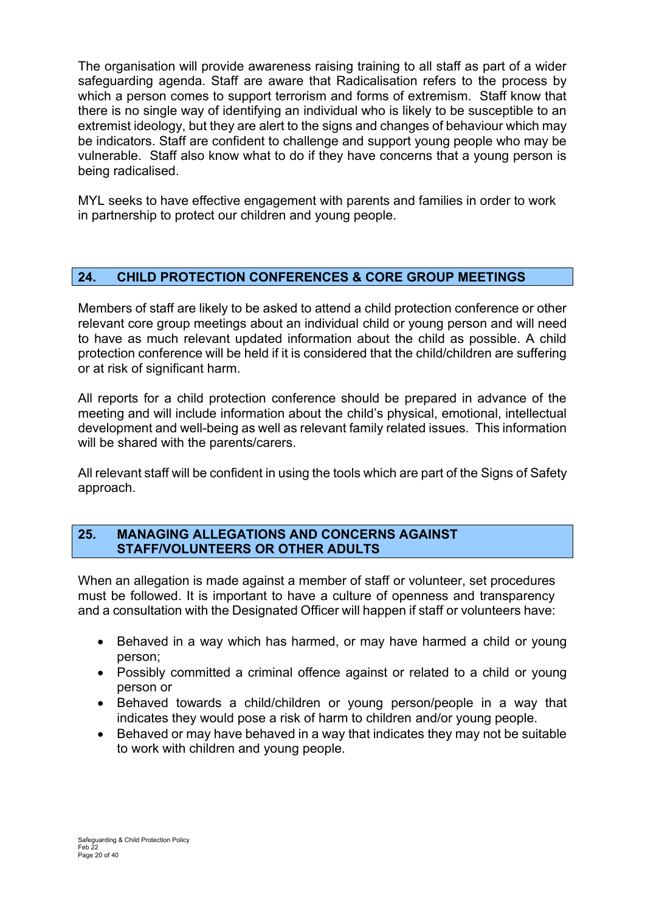The organisation will provide awareness raising training to all staff as part of a wider safeguarding agenda. Staff are aware that Radicalisation refers to the process by which a person comes to support terrorism and forms of extremism. Staff know that there is no single way of identifying an individual who is likely to be susceptible to an extremist ideology, but they are alert to the signs and changes of behaviour which may be indicators. Staff are confident to challenge and support young people who may be vulnerable. Staff also know what to do if they have concerns that a young person is being radicalised.

MYL seeks to have effective engagement with parents and families in order to work in partnership to protect our children and young people.

## 24. CHILD PROTECTION CONFERENCES & CORE GROUP MEETINGS

Members of staff are likely to be asked to attend a child protection conference or other relevant core group meetings about an individual child or young person and will need to have as much relevant updated information about the child as possible. A child protection conference will be held if it is considered that the child/children are suffering or at risk of significant harm.

All reports for a child protection conference should be prepared in advance of the meeting and will include information about the child's physical, emotional, intellectual development and well-being as well as relevant family related issues. This information will be shared with the parents/carers.

All relevant staff will be confident in using the tools which are part of the Signs of Safety approach.

## 25. MANAGING ALLEGATIONS AND CONCERNS AGAINST STAFF/VOLUNTEERS OR OTHER ADULTS

When an allegation is made against a member of staff or volunteer, set procedures must be followed. It is important to have a culture of openness and transparency and a consultation with the Designated Officer will happen if staff or volunteers have:

- Behaved in a way which has harmed, or may have harmed a child or young person;
- Possibly committed a criminal offence against or related to a child or young person or
- Behaved towards a child/children or young person/people in a way that indicates they would pose a risk of harm to children and/or young people.
- Behaved or may have behaved in a way that indicates they may not be suitable to work with children and young people.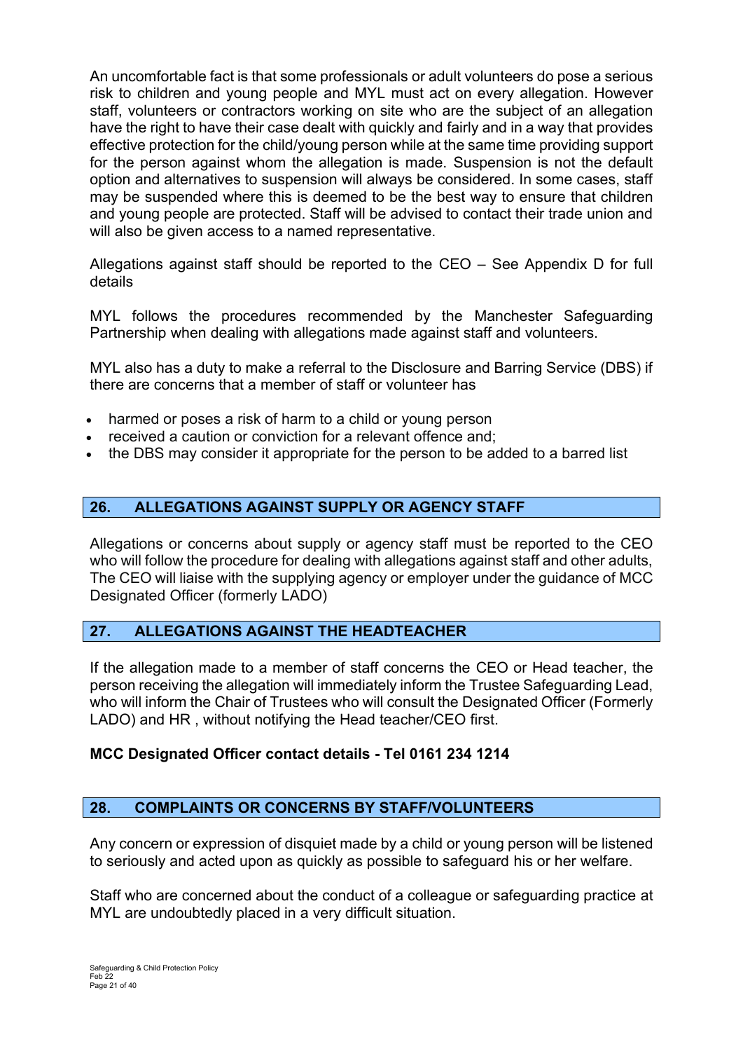An uncomfortable fact is that some professionals or adult volunteers do pose a serious risk to children and young people and MYL must act on every allegation. However staff, volunteers or contractors working on site who are the subject of an allegation have the right to have their case dealt with quickly and fairly and in a way that provides effective protection for the child/young person while at the same time providing support for the person against whom the allegation is made. Suspension is not the default option and alternatives to suspension will always be considered. In some cases, staff may be suspended where this is deemed to be the best way to ensure that children and young people are protected. Staff will be advised to contact their trade union and will also be given access to a named representative.

Allegations against staff should be reported to the CEO – See Appendix D for full details

MYL follows the procedures recommended by the Manchester Safeguarding Partnership when dealing with allegations made against staff and volunteers.

MYL also has a duty to make a referral to the Disclosure and Barring Service (DBS) if there are concerns that a member of staff or volunteer has

- harmed or poses a risk of harm to a child or young person
- received a caution or conviction for a relevant offence and;
- the DBS may consider it appropriate for the person to be added to a barred list

## 26. ALLEGATIONS AGAINST SUPPLY OR AGENCY STAFF

Allegations or concerns about supply or agency staff must be reported to the CEO who will follow the procedure for dealing with allegations against staff and other adults, The CEO will liaise with the supplying agency or employer under the guidance of MCC Designated Officer (formerly LADO)

## 27. ALLEGATIONS AGAINST THE HEADTEACHER

If the allegation made to a member of staff concerns the CEO or Head teacher, the person receiving the allegation will immediately inform the Trustee Safeguarding Lead, who will inform the Chair of Trustees who will consult the Designated Officer (Formerly LADO) and HR , without notifying the Head teacher/CEO first.

**MCC Designated Officer contact details - Tel 0161 234 1214**

## 28. COMPLAINTS OR CONCERNS BY STAFF/VOLUNTEERS

Any concern or expression of disquiet made by a child or young person will be listened to seriously and acted upon as quickly as possible to safeguard his or her welfare.

Staff who are concerned about the conduct of a colleague or safeguarding practice at MYL are undoubtedly placed in a very difficult situation.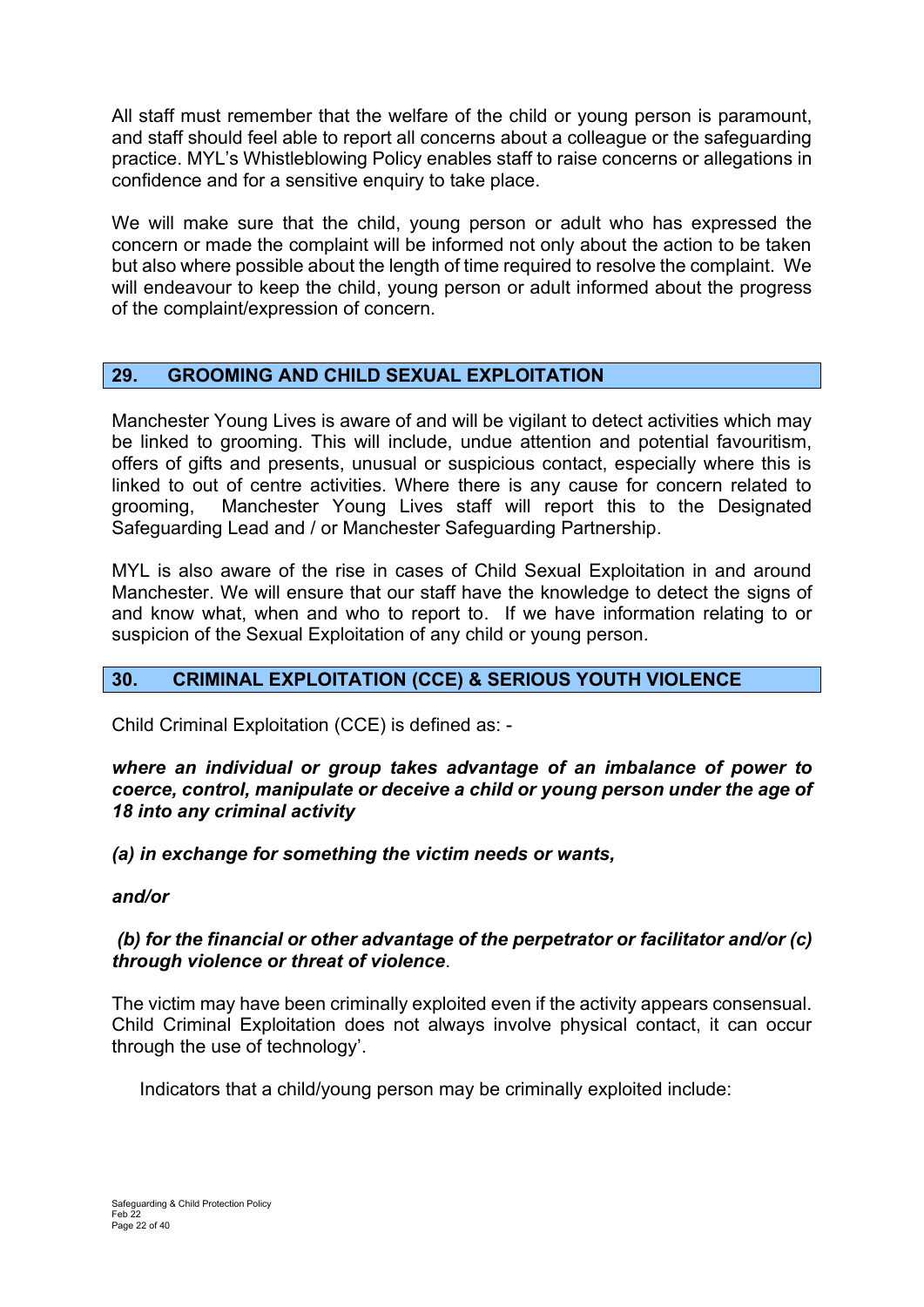All staff must remember that the welfare of the child or young person is paramount, and staff should feel able to report all concerns about a colleague or the safeguarding practice. MYL's Whistleblowing Policy enables staff to raise concerns or allegations in confidence and for a sensitive enquiry to take place.

We will make sure that the child, young person or adult who has expressed the concern or made the complaint will be informed not only about the action to be taken but also where possible about the length of time required to resolve the complaint. We will endeavour to keep the child, young person or adult informed about the progress of the complaint/expression of concern.

## 29. GROOMING AND CHILD SEXUAL EXPLOITATION

Manchester Young Lives is aware of and will be vigilant to detect activities which may be linked to grooming. This will include, undue attention and potential favouritism, offers of gifts and presents, unusual or suspicious contact, especially where this is linked to out of centre activities. Where there is any cause for concern related to grooming, Manchester Young Lives staff will report this to the Designated Safeguarding Lead and / or Manchester Safeguarding Partnership.

MYL is also aware of the rise in cases of Child Sexual Exploitation in and around Manchester. We will ensure that our staff have the knowledge to detect the signs of and know what, when and who to report to. If we have information relating to or suspicion of the Sexual Exploitation of any child or young person.

## 30. CRIMINAL EXPLOITATION (CCE) & SERIOUS YOUTH VIOLENCE

Child Criminal Exploitation (CCE) is defined as: -

***where an individual or group takes advantage of an imbalance of power to coerce, control, manipulate or deceive a child or young person under the age of 18 into any criminal activity***

***(a) in exchange for something the victim needs or wants,***

***and/or***

***(b) for the financial or other advantage of the perpetrator or facilitator and/or (c) through violence or threat of violence***.

The victim may have been criminally exploited even if the activity appears consensual. Child Criminal Exploitation does not always involve physical contact, it can occur through the use of technology'.

Indicators that a child/young person may be criminally exploited include: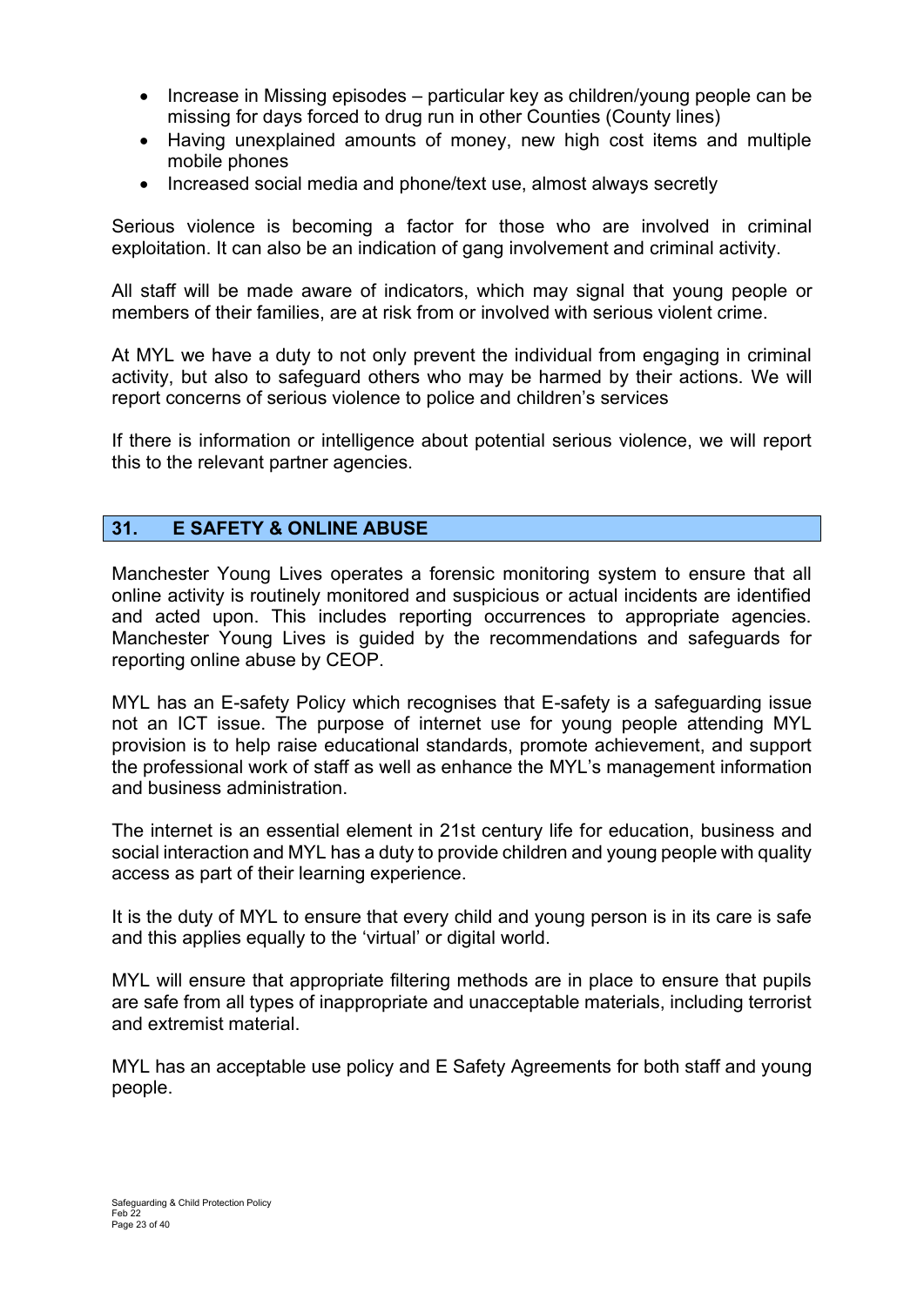- Increase in Missing episodes – particular key as children/young people can be missing for days forced to drug run in other Counties (County lines)
- Having unexplained amounts of money, new high cost items and multiple mobile phones
- Increased social media and phone/text use, almost always secretly

Serious violence is becoming a factor for those who are involved in criminal exploitation. It can also be an indication of gang involvement and criminal activity.

All staff will be made aware of indicators, which may signal that young people or members of their families, are at risk from or involved with serious violent crime.

At MYL we have a duty to not only prevent the individual from engaging in criminal activity, but also to safeguard others who may be harmed by their actions. We will report concerns of serious violence to police and children's services

If there is information or intelligence about potential serious violence, we will report this to the relevant partner agencies.

## 31. E SAFETY & ONLINE ABUSE

Manchester Young Lives operates a forensic monitoring system to ensure that all online activity is routinely monitored and suspicious or actual incidents are identified and acted upon. This includes reporting occurrences to appropriate agencies. Manchester Young Lives is guided by the recommendations and safeguards for reporting online abuse by CEOP.

MYL has an E-safety Policy which recognises that E-safety is a safeguarding issue not an ICT issue. The purpose of internet use for young people attending MYL provision is to help raise educational standards, promote achievement, and support the professional work of staff as well as enhance the MYL's management information and business administration.

The internet is an essential element in 21st century life for education, business and social interaction and MYL has a duty to provide children and young people with quality access as part of their learning experience.

It is the duty of MYL to ensure that every child and young person is in its care is safe and this applies equally to the 'virtual' or digital world.

MYL will ensure that appropriate filtering methods are in place to ensure that pupils are safe from all types of inappropriate and unacceptable materials, including terrorist and extremist material.

MYL has an acceptable use policy and E Safety Agreements for both staff and young people.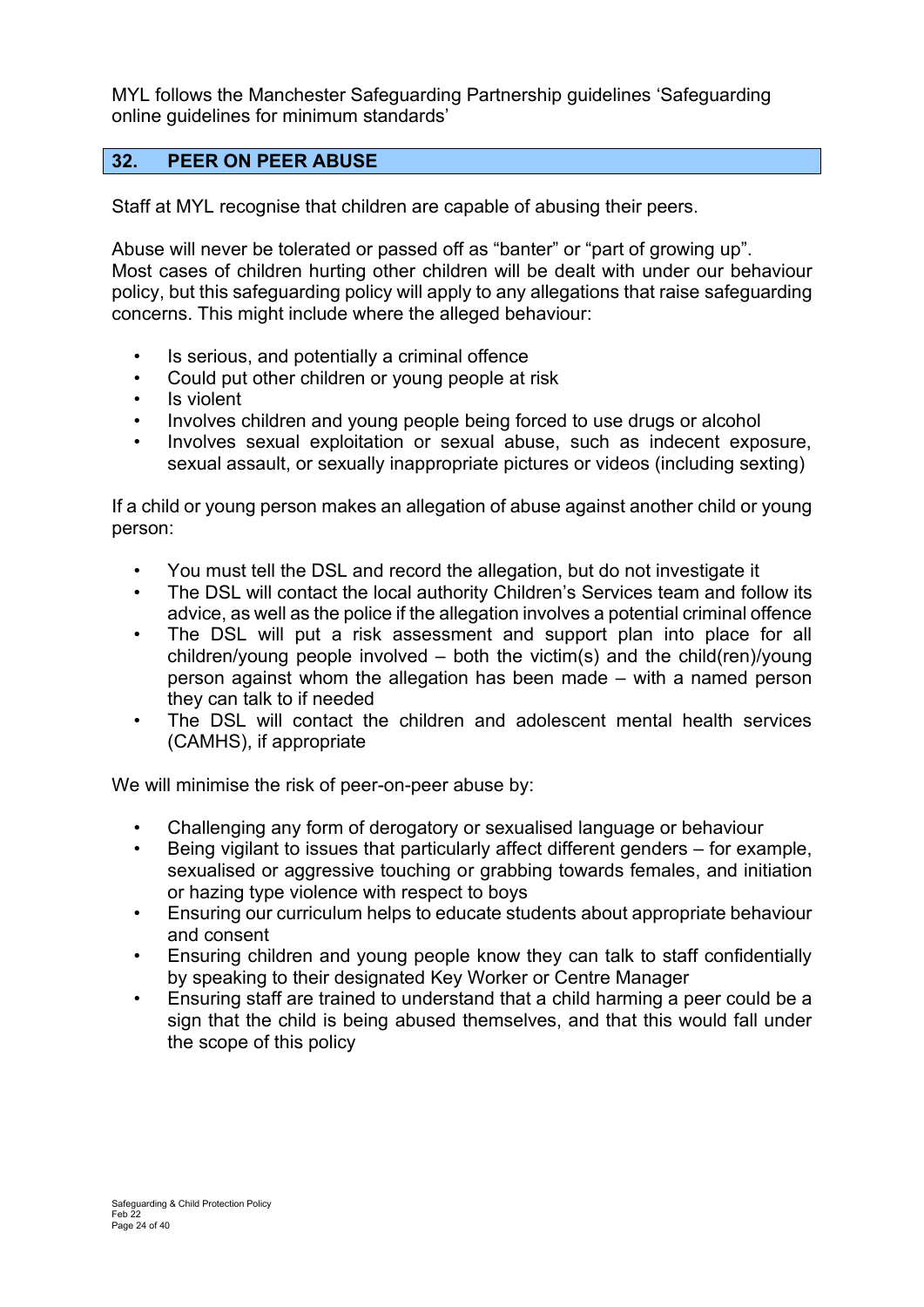MYL follows the Manchester Safeguarding Partnership guidelines 'Safeguarding online guidelines for minimum standards'

## 32. PEER ON PEER ABUSE

Staff at MYL recognise that children are capable of abusing their peers.

Abuse will never be tolerated or passed off as "banter" or "part of growing up". Most cases of children hurting other children will be dealt with under our behaviour policy, but this safeguarding policy will apply to any allegations that raise safeguarding concerns. This might include where the alleged behaviour:

- Is serious, and potentially a criminal offence
- Could put other children or young people at risk
- Is violent
- Involves children and young people being forced to use drugs or alcohol
- Involves sexual exploitation or sexual abuse, such as indecent exposure, sexual assault, or sexually inappropriate pictures or videos (including sexting)

If a child or young person makes an allegation of abuse against another child or young person:

- You must tell the DSL and record the allegation, but do not investigate it
- The DSL will contact the local authority Children's Services team and follow its advice, as well as the police if the allegation involves a potential criminal offence
- The DSL will put a risk assessment and support plan into place for all children/young people involved – both the victim(s) and the child(ren)/young person against whom the allegation has been made – with a named person they can talk to if needed
- The DSL will contact the children and adolescent mental health services (CAMHS), if appropriate

We will minimise the risk of peer-on-peer abuse by:

- Challenging any form of derogatory or sexualised language or behaviour
- Being vigilant to issues that particularly affect different genders – for example, sexualised or aggressive touching or grabbing towards females, and initiation or hazing type violence with respect to boys
- Ensuring our curriculum helps to educate students about appropriate behaviour and consent
- Ensuring children and young people know they can talk to staff confidentially by speaking to their designated Key Worker or Centre Manager
- Ensuring staff are trained to understand that a child harming a peer could be a sign that the child is being abused themselves, and that this would fall under the scope of this policy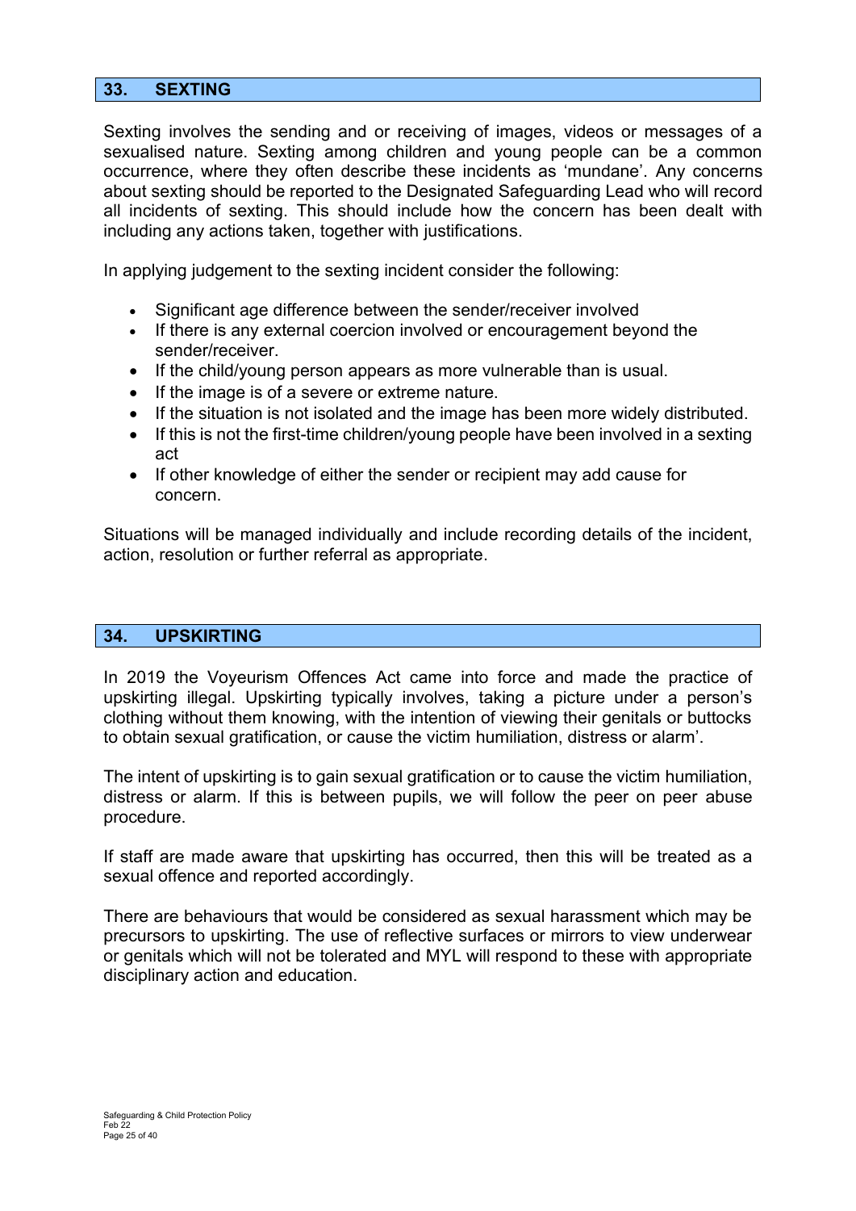## 33. SEXTING

Sexting involves the sending and or receiving of images, videos or messages of a sexualised nature. Sexting among children and young people can be a common occurrence, where they often describe these incidents as 'mundane'. Any concerns about sexting should be reported to the Designated Safeguarding Lead who will record all incidents of sexting. This should include how the concern has been dealt with including any actions taken, together with justifications.

In applying judgement to the sexting incident consider the following:

- Significant age difference between the sender/receiver involved
- If there is any external coercion involved or encouragement beyond the sender/receiver.
- If the child/young person appears as more vulnerable than is usual.
- If the image is of a severe or extreme nature.
- If the situation is not isolated and the image has been more widely distributed.
- If this is not the first-time children/young people have been involved in a sexting act
- If other knowledge of either the sender or recipient may add cause for concern.

Situations will be managed individually and include recording details of the incident, action, resolution or further referral as appropriate.

## 34. UPSKIRTING

In 2019 the Voyeurism Offences Act came into force and made the practice of upskirting illegal. Upskirting typically involves, taking a picture under a person's clothing without them knowing, with the intention of viewing their genitals or buttocks to obtain sexual gratification, or cause the victim humiliation, distress or alarm'.

The intent of upskirting is to gain sexual gratification or to cause the victim humiliation, distress or alarm. If this is between pupils, we will follow the peer on peer abuse procedure.

If staff are made aware that upskirting has occurred, then this will be treated as a sexual offence and reported accordingly.

There are behaviours that would be considered as sexual harassment which may be precursors to upskirting. The use of reflective surfaces or mirrors to view underwear or genitals which will not be tolerated and MYL will respond to these with appropriate disciplinary action and education.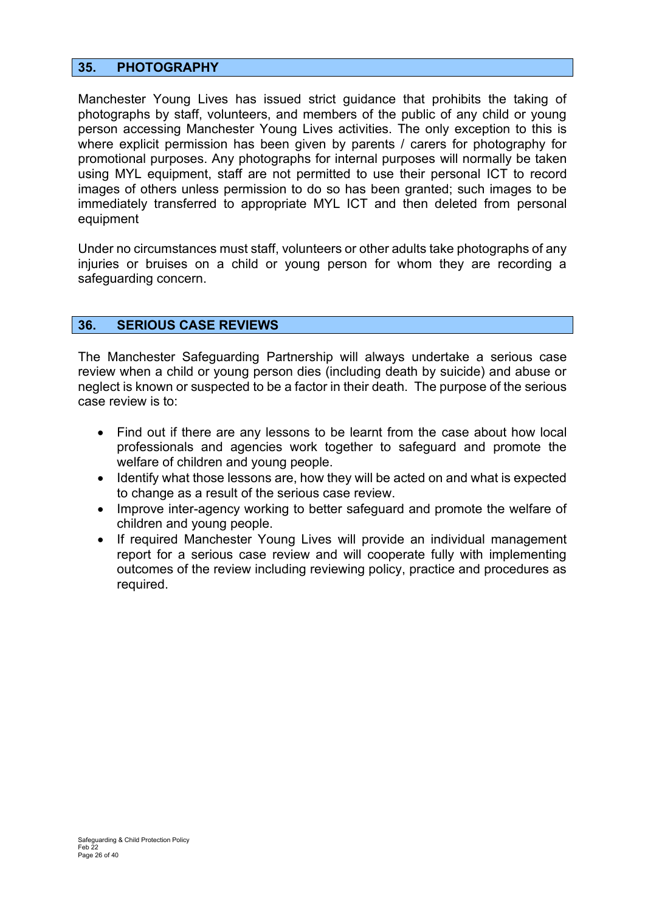## 35. PHOTOGRAPHY

Manchester Young Lives has issued strict guidance that prohibits the taking of photographs by staff, volunteers, and members of the public of any child or young person accessing Manchester Young Lives activities. The only exception to this is where explicit permission has been given by parents / carers for photography for promotional purposes. Any photographs for internal purposes will normally be taken using MYL equipment, staff are not permitted to use their personal ICT to record images of others unless permission to do so has been granted; such images to be immediately transferred to appropriate MYL ICT and then deleted from personal equipment

Under no circumstances must staff, volunteers or other adults take photographs of any injuries or bruises on a child or young person for whom they are recording a safeguarding concern.

## 36. SERIOUS CASE REVIEWS

The Manchester Safeguarding Partnership will always undertake a serious case review when a child or young person dies (including death by suicide) and abuse or neglect is known or suspected to be a factor in their death. The purpose of the serious case review is to:

- Find out if there are any lessons to be learnt from the case about how local professionals and agencies work together to safeguard and promote the welfare of children and young people.
- Identify what those lessons are, how they will be acted on and what is expected to change as a result of the serious case review.
- Improve inter-agency working to better safeguard and promote the welfare of children and young people.
- If required Manchester Young Lives will provide an individual management report for a serious case review and will cooperate fully with implementing outcomes of the review including reviewing policy, practice and procedures as required.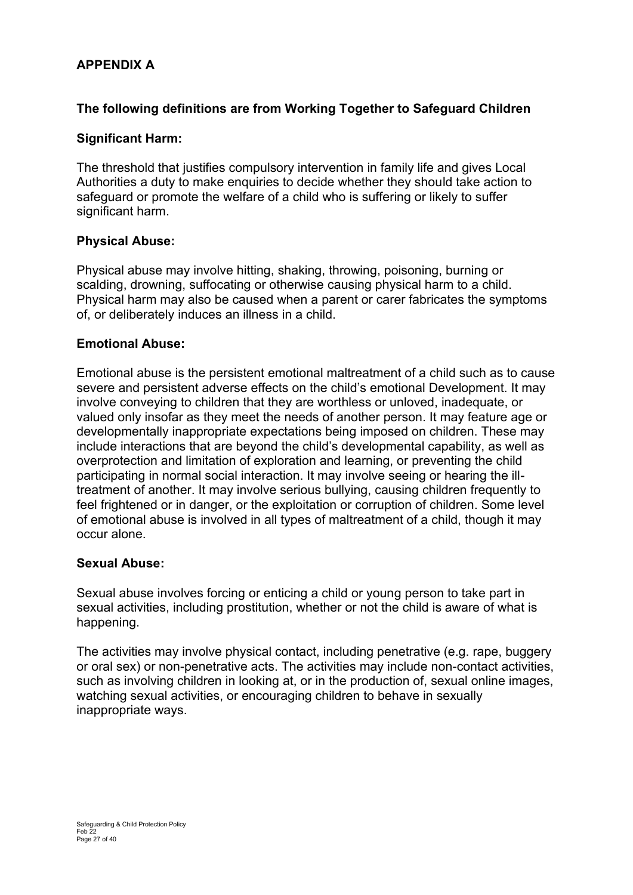## APPENDIX A

### The following definitions are from Working Together to Safeguard Children

**Significant Harm:**

The threshold that justifies compulsory intervention in family life and gives Local Authorities a duty to make enquiries to decide whether they should take action to safeguard or promote the welfare of a child who is suffering or likely to suffer significant harm.

**Physical Abuse:**

Physical abuse may involve hitting, shaking, throwing, poisoning, burning or scalding, drowning, suffocating or otherwise causing physical harm to a child. Physical harm may also be caused when a parent or carer fabricates the symptoms of, or deliberately induces an illness in a child.

**Emotional Abuse:**

Emotional abuse is the persistent emotional maltreatment of a child such as to cause severe and persistent adverse effects on the child's emotional Development. It may involve conveying to children that they are worthless or unloved, inadequate, or valued only insofar as they meet the needs of another person. It may feature age or developmentally inappropriate expectations being imposed on children. These may include interactions that are beyond the child's developmental capability, as well as overprotection and limitation of exploration and learning, or preventing the child participating in normal social interaction. It may involve seeing or hearing the ill-treatment of another. It may involve serious bullying, causing children frequently to feel frightened or in danger, or the exploitation or corruption of children. Some level of emotional abuse is involved in all types of maltreatment of a child, though it may occur alone.

**Sexual Abuse:**

Sexual abuse involves forcing or enticing a child or young person to take part in sexual activities, including prostitution, whether or not the child is aware of what is happening.

The activities may involve physical contact, including penetrative (e.g. rape, buggery or oral sex) or non-penetrative acts. The activities may include non-contact activities, such as involving children in looking at, or in the production of, sexual online images, watching sexual activities, or encouraging children to behave in sexually inappropriate ways.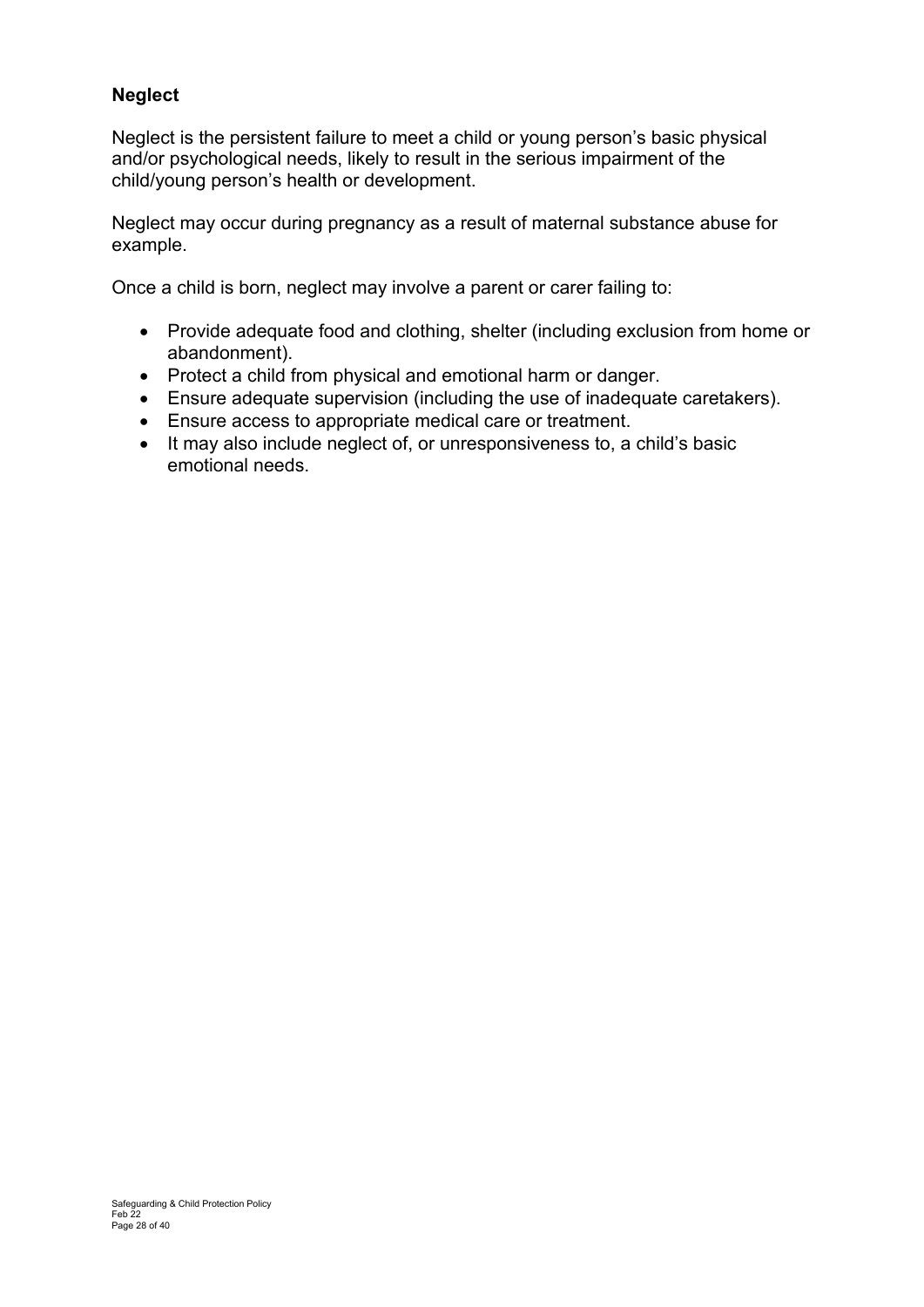**Neglect**

Neglect is the persistent failure to meet a child or young person's basic physical and/or psychological needs, likely to result in the serious impairment of the child/young person's health or development.

Neglect may occur during pregnancy as a result of maternal substance abuse for example.

Once a child is born, neglect may involve a parent or carer failing to:

- Provide adequate food and clothing, shelter (including exclusion from home or abandonment).
- Protect a child from physical and emotional harm or danger.
- Ensure adequate supervision (including the use of inadequate caretakers).
- Ensure access to appropriate medical care or treatment.
- It may also include neglect of, or unresponsiveness to, a child's basic emotional needs.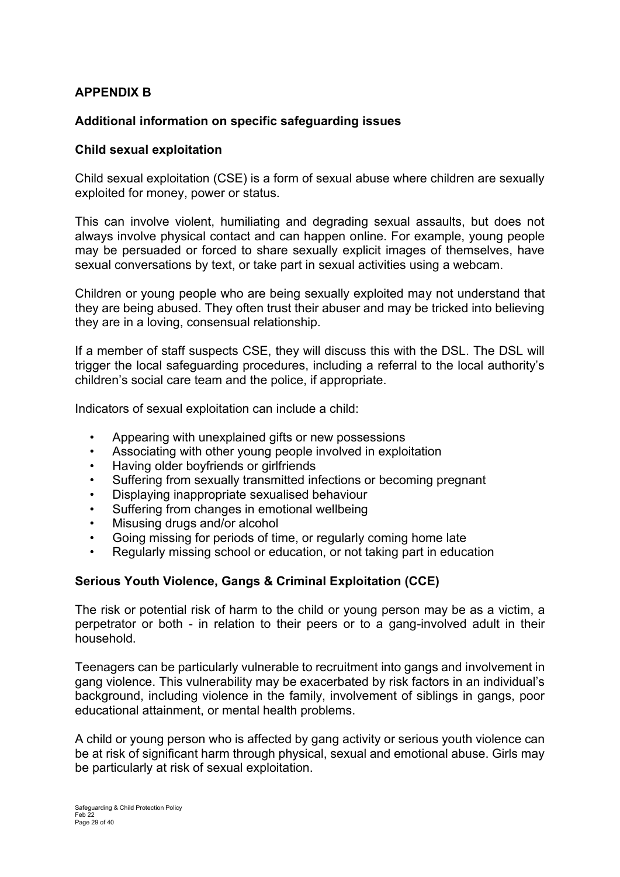## APPENDIX B

### Additional information on specific safeguarding issues

### Child sexual exploitation

Child sexual exploitation (CSE) is a form of sexual abuse where children are sexually exploited for money, power or status.

This can involve violent, humiliating and degrading sexual assaults, but does not always involve physical contact and can happen online. For example, young people may be persuaded or forced to share sexually explicit images of themselves, have sexual conversations by text, or take part in sexual activities using a webcam.

Children or young people who are being sexually exploited may not understand that they are being abused. They often trust their abuser and may be tricked into believing they are in a loving, consensual relationship.

If a member of staff suspects CSE, they will discuss this with the DSL. The DSL will trigger the local safeguarding procedures, including a referral to the local authority's children's social care team and the police, if appropriate.

Indicators of sexual exploitation can include a child:

- Appearing with unexplained gifts or new possessions
- Associating with other young people involved in exploitation
- Having older boyfriends or girlfriends
- Suffering from sexually transmitted infections or becoming pregnant
- Displaying inappropriate sexualised behaviour
- Suffering from changes in emotional wellbeing
- Misusing drugs and/or alcohol
- Going missing for periods of time, or regularly coming home late
- Regularly missing school or education, or not taking part in education

### Serious Youth Violence, Gangs & Criminal Exploitation (CCE)

The risk or potential risk of harm to the child or young person may be as a victim, a perpetrator or both - in relation to their peers or to a gang-involved adult in their household.

Teenagers can be particularly vulnerable to recruitment into gangs and involvement in gang violence. This vulnerability may be exacerbated by risk factors in an individual's background, including violence in the family, involvement of siblings in gangs, poor educational attainment, or mental health problems.

A child or young person who is affected by gang activity or serious youth violence can be at risk of significant harm through physical, sexual and emotional abuse. Girls may be particularly at risk of sexual exploitation.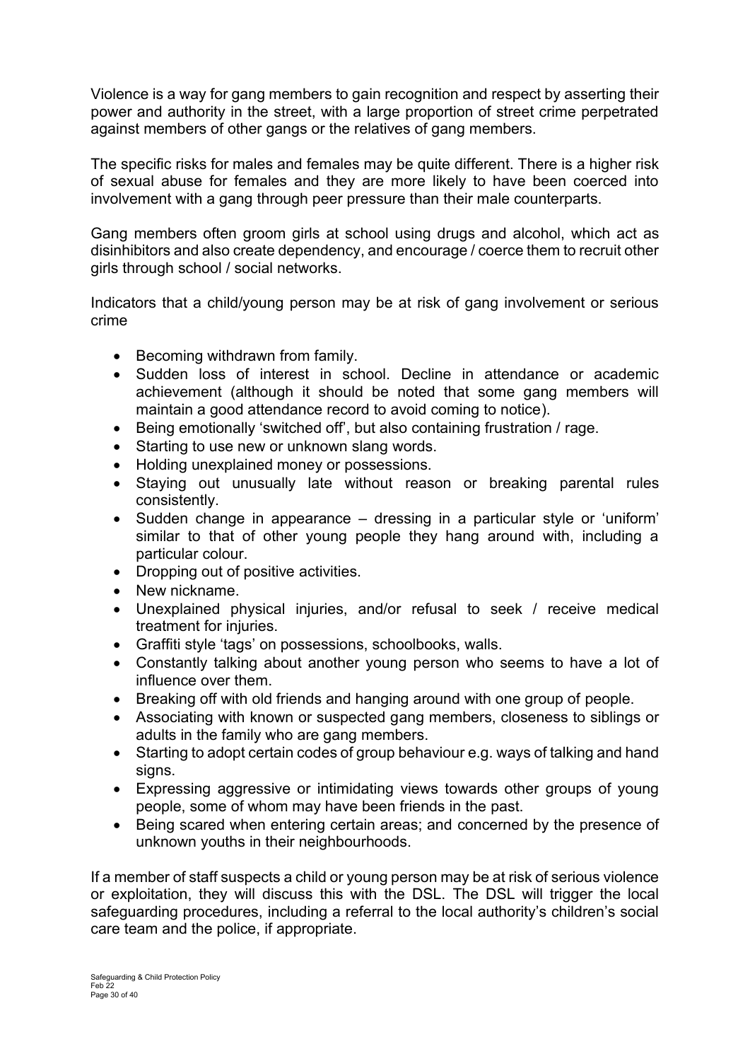Violence is a way for gang members to gain recognition and respect by asserting their power and authority in the street, with a large proportion of street crime perpetrated against members of other gangs or the relatives of gang members.

The specific risks for males and females may be quite different. There is a higher risk of sexual abuse for females and they are more likely to have been coerced into involvement with a gang through peer pressure than their male counterparts.

Gang members often groom girls at school using drugs and alcohol, which act as disinhibitors and also create dependency, and encourage / coerce them to recruit other girls through school / social networks.

Indicators that a child/young person may be at risk of gang involvement or serious crime

- Becoming withdrawn from family.
- Sudden loss of interest in school. Decline in attendance or academic achievement (although it should be noted that some gang members will maintain a good attendance record to avoid coming to notice).
- Being emotionally 'switched off', but also containing frustration / rage.
- Starting to use new or unknown slang words.
- Holding unexplained money or possessions.
- Staying out unusually late without reason or breaking parental rules consistently.
- Sudden change in appearance – dressing in a particular style or 'uniform' similar to that of other young people they hang around with, including a particular colour.
- Dropping out of positive activities.
- New nickname.
- Unexplained physical injuries, and/or refusal to seek / receive medical treatment for injuries.
- Graffiti style 'tags' on possessions, schoolbooks, walls.
- Constantly talking about another young person who seems to have a lot of influence over them.
- Breaking off with old friends and hanging around with one group of people.
- Associating with known or suspected gang members, closeness to siblings or adults in the family who are gang members.
- Starting to adopt certain codes of group behaviour e.g. ways of talking and hand signs.
- Expressing aggressive or intimidating views towards other groups of young people, some of whom may have been friends in the past.
- Being scared when entering certain areas; and concerned by the presence of unknown youths in their neighbourhoods.

If a member of staff suspects a child or young person may be at risk of serious violence or exploitation, they will discuss this with the DSL. The DSL will trigger the local safeguarding procedures, including a referral to the local authority's children's social care team and the police, if appropriate.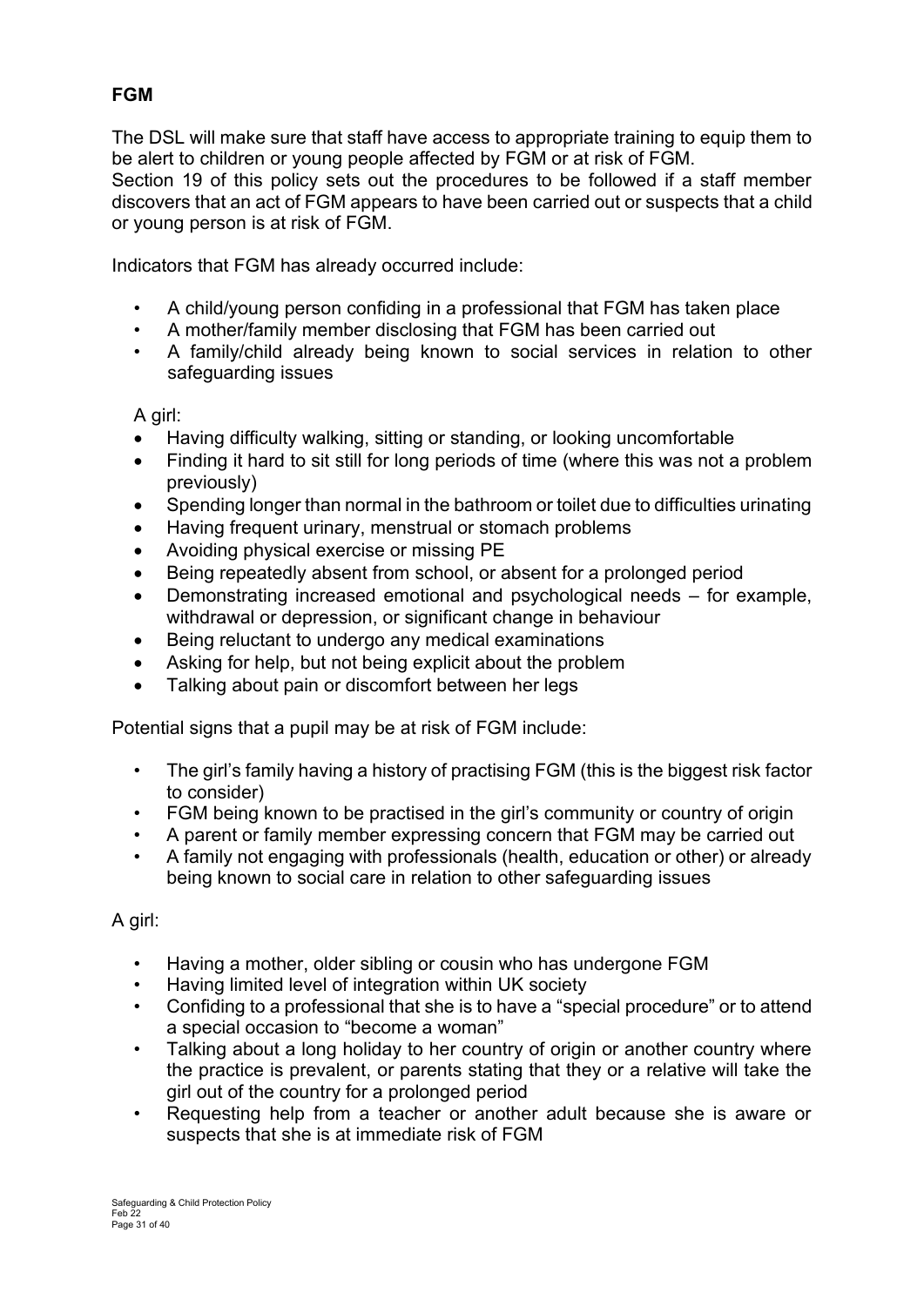**FGM**

The DSL will make sure that staff have access to appropriate training to equip them to be alert to children or young people affected by FGM or at risk of FGM.
Section 19 of this policy sets out the procedures to be followed if a staff member discovers that an act of FGM appears to have been carried out or suspects that a child or young person is at risk of FGM.

Indicators that FGM has already occurred include:

- A child/young person confiding in a professional that FGM has taken place
- A mother/family member disclosing that FGM has been carried out
- A family/child already being known to social services in relation to other safeguarding issues

A girl:

- Having difficulty walking, sitting or standing, or looking uncomfortable
- Finding it hard to sit still for long periods of time (where this was not a problem previously)
- Spending longer than normal in the bathroom or toilet due to difficulties urinating
- Having frequent urinary, menstrual or stomach problems
- Avoiding physical exercise or missing PE
- Being repeatedly absent from school, or absent for a prolonged period
- Demonstrating increased emotional and psychological needs – for example, withdrawal or depression, or significant change in behaviour
- Being reluctant to undergo any medical examinations
- Asking for help, but not being explicit about the problem
- Talking about pain or discomfort between her legs

Potential signs that a pupil may be at risk of FGM include:

- The girl's family having a history of practising FGM (this is the biggest risk factor to consider)
- FGM being known to be practised in the girl's community or country of origin
- A parent or family member expressing concern that FGM may be carried out
- A family not engaging with professionals (health, education or other) or already being known to social care in relation to other safeguarding issues

A girl:

- Having a mother, older sibling or cousin who has undergone FGM
- Having limited level of integration within UK society
- Confiding to a professional that she is to have a "special procedure" or to attend a special occasion to "become a woman"
- Talking about a long holiday to her country of origin or another country where the practice is prevalent, or parents stating that they or a relative will take the girl out of the country for a prolonged period
- Requesting help from a teacher or another adult because she is aware or suspects that she is at immediate risk of FGM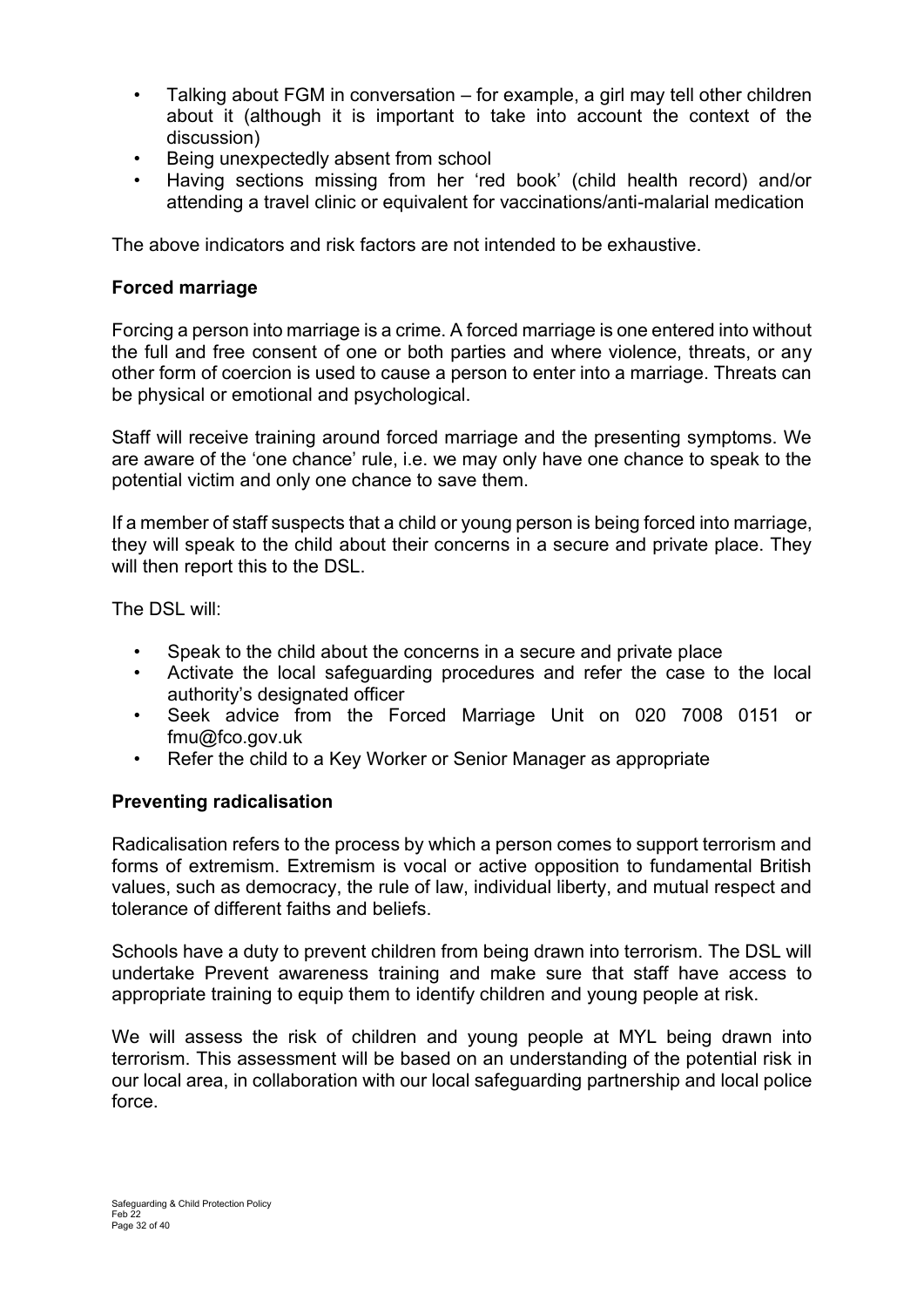- Talking about FGM in conversation – for example, a girl may tell other children about it (although it is important to take into account the context of the discussion)
- Being unexpectedly absent from school
- Having sections missing from her 'red book' (child health record) and/or attending a travel clinic or equivalent for vaccinations/anti-malarial medication

The above indicators and risk factors are not intended to be exhaustive.

**Forced marriage**

Forcing a person into marriage is a crime. A forced marriage is one entered into without the full and free consent of one or both parties and where violence, threats, or any other form of coercion is used to cause a person to enter into a marriage. Threats can be physical or emotional and psychological.

Staff will receive training around forced marriage and the presenting symptoms. We are aware of the 'one chance' rule, i.e. we may only have one chance to speak to the potential victim and only one chance to save them.

If a member of staff suspects that a child or young person is being forced into marriage, they will speak to the child about their concerns in a secure and private place. They will then report this to the DSL.

The DSL will:

- Speak to the child about the concerns in a secure and private place
- Activate the local safeguarding procedures and refer the case to the local authority's designated officer
- Seek advice from the Forced Marriage Unit on 020 7008 0151 or fmu@fco.gov.uk
- Refer the child to a Key Worker or Senior Manager as appropriate

**Preventing radicalisation**

Radicalisation refers to the process by which a person comes to support terrorism and forms of extremism. Extremism is vocal or active opposition to fundamental British values, such as democracy, the rule of law, individual liberty, and mutual respect and tolerance of different faiths and beliefs.

Schools have a duty to prevent children from being drawn into terrorism. The DSL will undertake Prevent awareness training and make sure that staff have access to appropriate training to equip them to identify children and young people at risk.

We will assess the risk of children and young people at MYL being drawn into terrorism. This assessment will be based on an understanding of the potential risk in our local area, in collaboration with our local safeguarding partnership and local police force.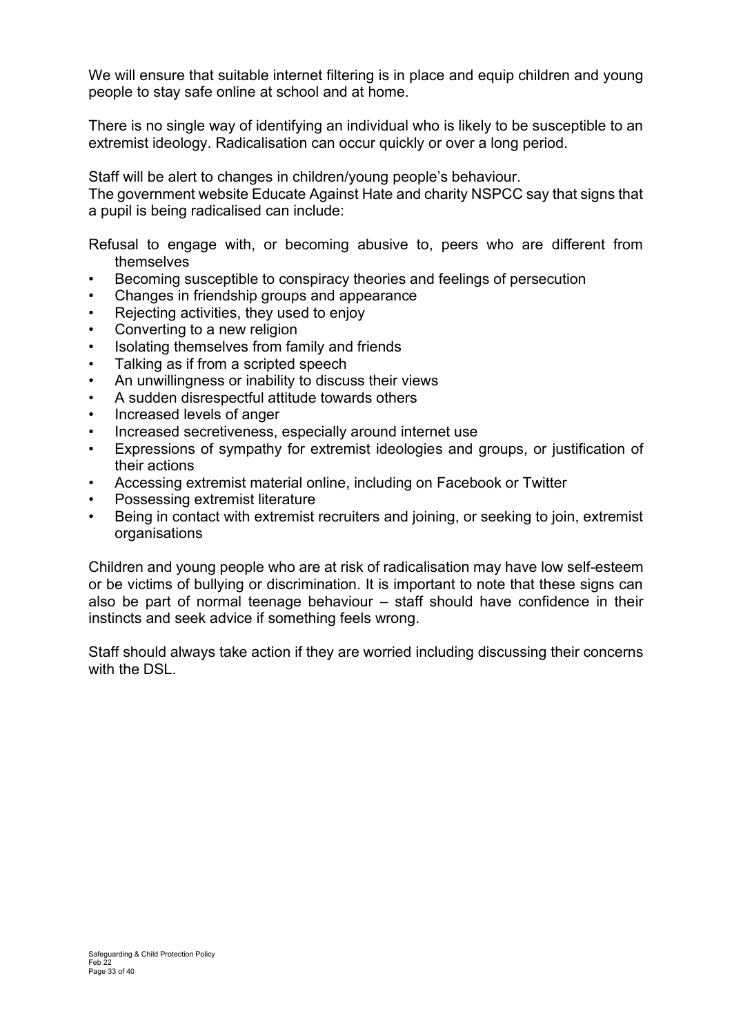We will ensure that suitable internet filtering is in place and equip children and young people to stay safe online at school and at home.

There is no single way of identifying an individual who is likely to be susceptible to an extremist ideology. Radicalisation can occur quickly or over a long period.

Staff will be alert to changes in children/young people's behaviour.
The government website Educate Against Hate and charity NSPCC say that signs that a pupil is being radicalised can include:

- Refusal to engage with, or becoming abusive to, peers who are different from themselves
- Becoming susceptible to conspiracy theories and feelings of persecution
- Changes in friendship groups and appearance
- Rejecting activities, they used to enjoy
- Converting to a new religion
- Isolating themselves from family and friends
- Talking as if from a scripted speech
- An unwillingness or inability to discuss their views
- A sudden disrespectful attitude towards others
- Increased levels of anger
- Increased secretiveness, especially around internet use
- Expressions of sympathy for extremist ideologies and groups, or justification of their actions
- Accessing extremist material online, including on Facebook or Twitter
- Possessing extremist literature
- Being in contact with extremist recruiters and joining, or seeking to join, extremist organisations

Children and young people who are at risk of radicalisation may have low self-esteem or be victims of bullying or discrimination. It is important to note that these signs can also be part of normal teenage behaviour – staff should have confidence in their instincts and seek advice if something feels wrong.

Staff should always take action if they are worried including discussing their concerns with the DSL.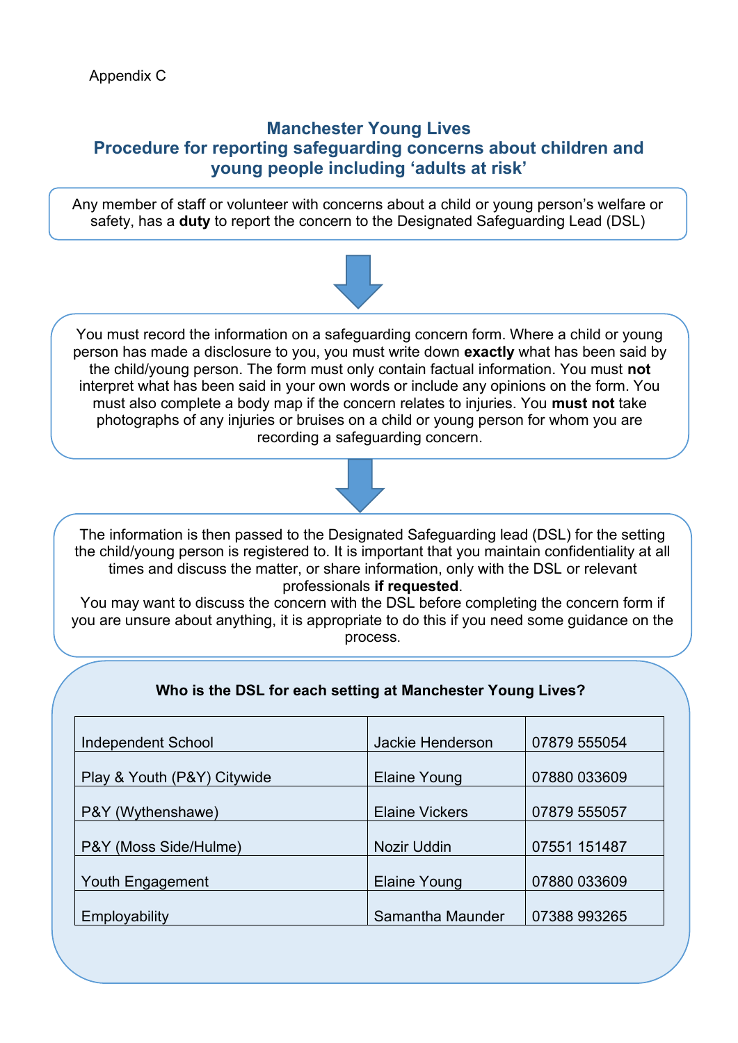Appendix C

## Manchester Young Lives
## Procedure for reporting safeguarding concerns about children and young people including ‘adults at risk’

Any member of staff or volunteer with concerns about a child or young person’s welfare or safety, has a **duty** to report the concern to the Designated Safeguarding Lead (DSL)

You must record the information on a safeguarding concern form. Where a child or young person has made a disclosure to you, you must write down **exactly** what has been said by the child/young person. The form must only contain factual information. You must **not** interpret what has been said in your own words or include any opinions on the form. You must also complete a body map if the concern relates to injuries. You **must not** take photographs of any injuries or bruises on a child or young person for whom you are recording a safeguarding concern.

The information is then passed to the Designated Safeguarding lead (DSL) for the setting the child/young person is registered to. It is important that you maintain confidentiality at all times and discuss the matter, or share information, only with the DSL or relevant professionals **if requested**.
You may want to discuss the concern with the DSL before completing the concern form if you are unsure about anything, it is appropriate to do this if you need some guidance on the process.

**Who is the DSL for each setting at Manchester Young Lives?**

| Setting | DSL | Phone |
|---|---|---|
| Independent School | Jackie Henderson | 07879 555054 |
| Play & Youth (P&Y) Citywide | Elaine Young | 07880 033609 |
| P&Y (Wythenshawe) | Elaine Vickers | 07879 555057 |
| P&Y (Moss Side/Hulme) | Nozir Uddin | 07551 151487 |
| Youth Engagement | Elaine Young | 07880 033609 |
| Employability | Samantha Maunder | 07388 993265 |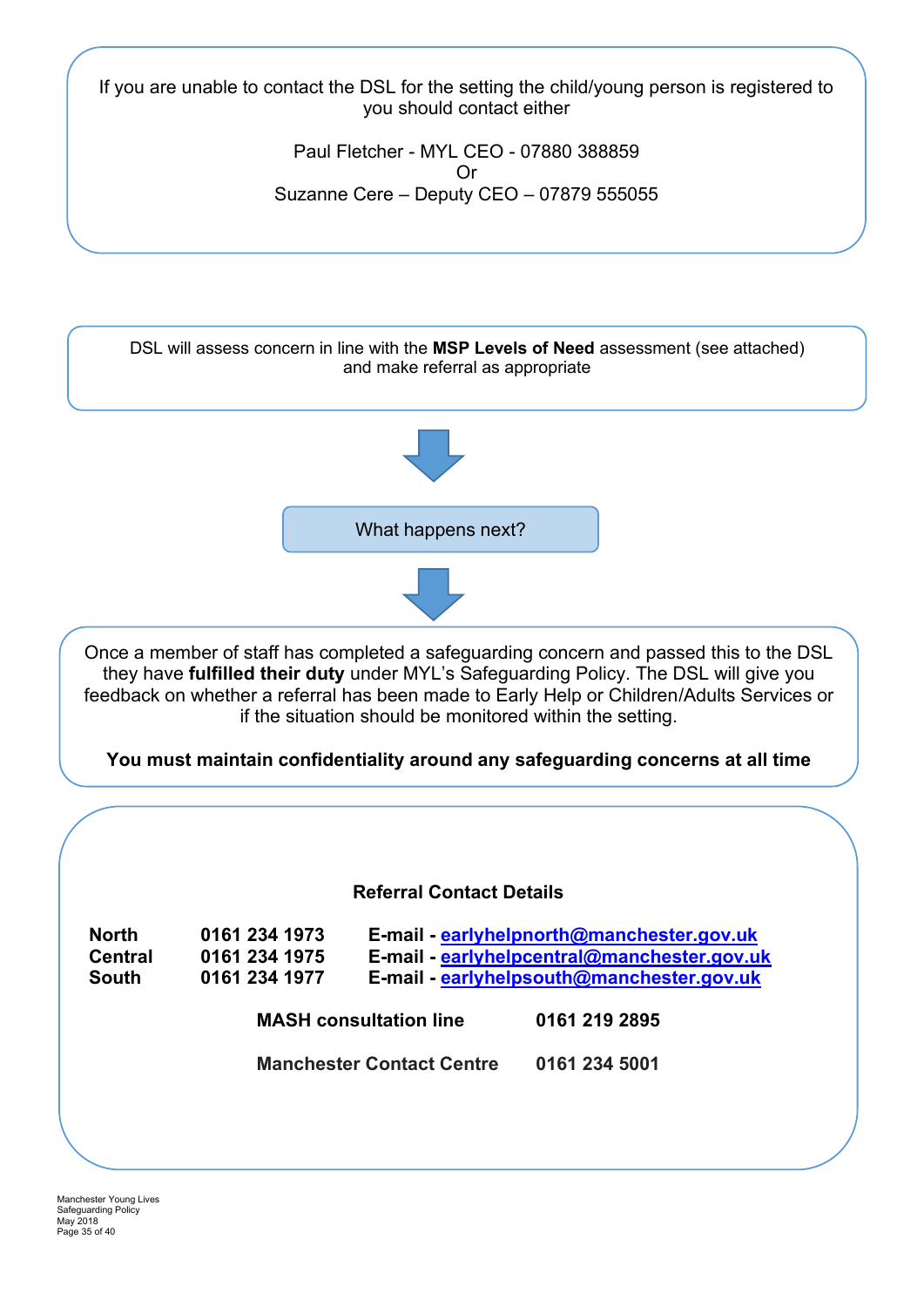If you are unable to contact the DSL for the setting the child/young person is registered to you should contact either

Paul Fletcher - MYL CEO - 07880 388859
Or
Suzanne Cere – Deputy CEO – 07879 555055

DSL will assess concern in line with the **MSP Levels of Need** assessment (see attached) and make referral as appropriate

What happens next?

Once a member of staff has completed a safeguarding concern and passed this to the DSL they have **fulfilled their duty** under MYL's Safeguarding Policy. The DSL will give you feedback on whether a referral has been made to Early Help or Children/Adults Services or if the situation should be monitored within the setting.

**You must maintain confidentiality around any safeguarding concerns at all time**

**Referral Contact Details**

| | | |
|---|---|---|
| **North** | **0161 234 1973** | **E-mail - earlyhelpnorth@manchester.gov.uk** |
| **Central** | **0161 234 1975** | **E-mail - earlyhelpcentral@manchester.gov.uk** |
| **South** | **0161 234 1977** | **E-mail - earlyhelpsouth@manchester.gov.uk** |

**MASH consultation line** **0161 219 2895**

**Manchester Contact Centre** **0161 234 5001**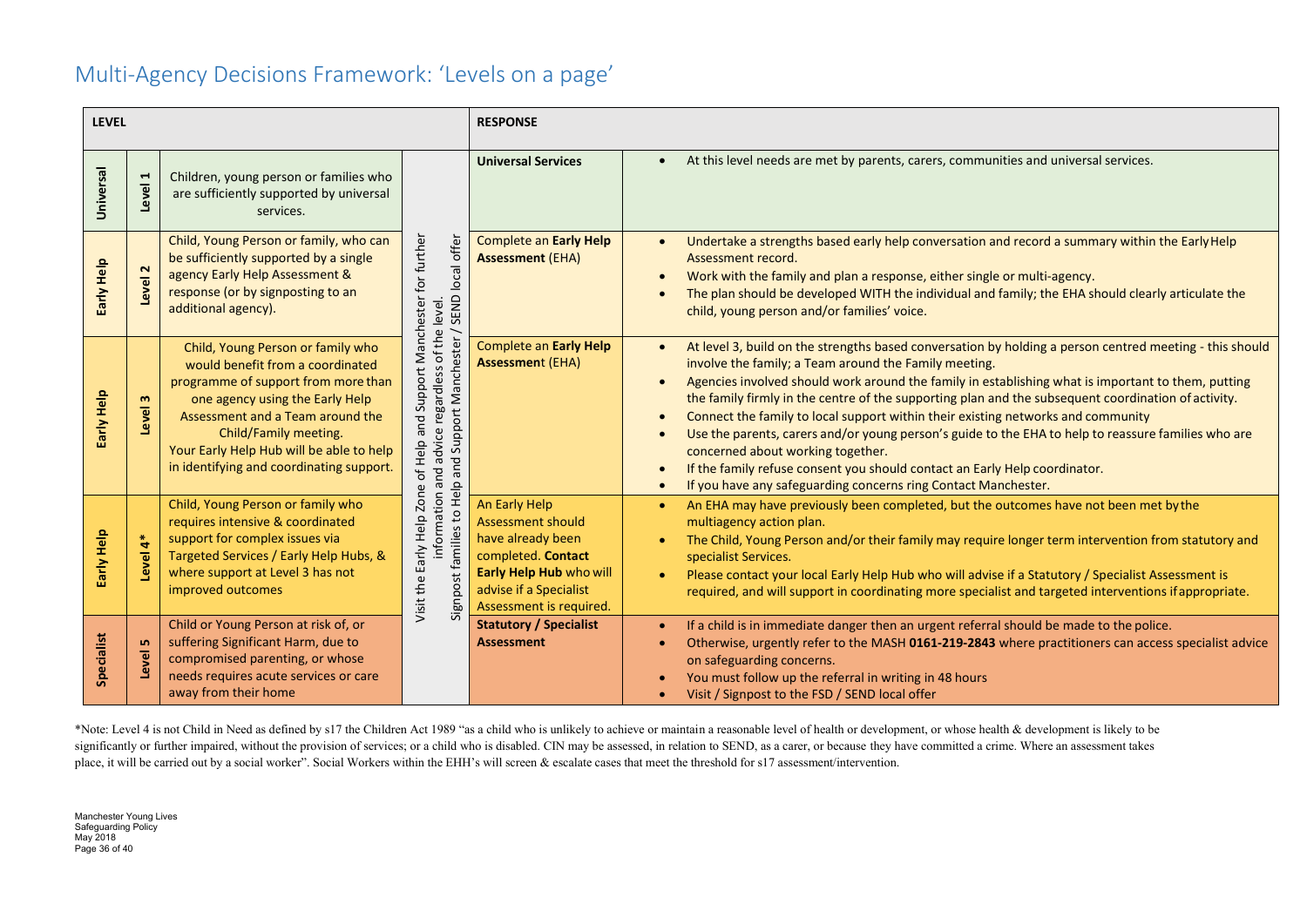# Multi-Agency Decisions Framework: 'Levels on a page'

| LEVEL | | | | RESPONSE | |
|---|---|---|---|---|---|
| Universal | Level 1 | Children, young person or families who are sufficiently supported by universal services. | Visit the Early Help Zone of Help and Support Manchester for further information and advice regardless of the level. Signpost families to Help and Support Manchester / SEND local offer | **Universal Services** | • At this level needs are met by parents, carers, communities and universal services. |
| Early Help | Level 2 | Child, Young Person or family, who can be sufficiently supported by a single agency Early Help Assessment & response (or by signposting to an additional agency). | | Complete an **Early Help Assessment** (EHA) | • Undertake a strengths based early help conversation and record a summary within the Early Help Assessment record.<br>• Work with the family and plan a response, either single or multi-agency.<br>• The plan should be developed WITH the individual and family; the EHA should clearly articulate the child, young person and/or families' voice. |
| Early Help | Level 3 | Child, Young Person or family who would benefit from a coordinated programme of support from more than one agency using the Early Help Assessment and a Team around the Child/Family meeting.<br>Your Early Help Hub will be able to help in identifying and coordinating support. | | Complete an **Early Help Assessmen**t (EHA) | • At level 3, build on the strengths based conversation by holding a person centred meeting - this should involve the family; a Team around the Family meeting.<br>• Agencies involved should work around the family in establishing what is important to them, putting the family firmly in the centre of the supporting plan and the subsequent coordination of activity.<br>• Connect the family to local support within their existing networks and community<br>• Use the parents, carers and/or young person's guide to the EHA to help to reassure families who are concerned about working together.<br>• If the family refuse consent you should contact an Early Help coordinator.<br>• If you have any safeguarding concerns ring Contact Manchester. |
| Early Help | Level 4* | Child, Young Person or family who requires intensive & coordinated support for complex issues via Targeted Services / Early Help Hubs, & where support at Level 3 has not improved outcomes | | An Early Help Assessment should have already been completed. **Contact Early Help Hub** who will advise if a Specialist Assessment is required. | • An EHA may have previously been completed, but the outcomes have not been met by the multiagency action plan.<br>• The Child, Young Person and/or their family may require longer term intervention from statutory and specialist Services.<br>• Please contact your local Early Help Hub who will advise if a Statutory / Specialist Assessment is required, and will support in coordinating more specialist and targeted interventions if appropriate. |
| Specialist | Level 5 | Child or Young Person at risk of, or suffering Significant Harm, due to compromised parenting, or whose needs requires acute services or care away from their home | | **Statutory / Specialist Assessment** | • If a child is in immediate danger then an urgent referral should be made to the police.<br>• Otherwise, urgently refer to the MASH **0161-219-2843** where practitioners can access specialist advice on safeguarding concerns.<br>• You must follow up the referral in writing in 48 hours<br>• Visit / Signpost to the FSD / SEND local offer |

*Note: Level 4 is not Child in Need as defined by s17 the Children Act 1989 "as a child who is unlikely to achieve or maintain a reasonable level of health or development, or whose health & development is likely to be significantly or further impaired, without the provision of services; or a child who is disabled. CIN may be assessed, in relation to SEND, as a carer, or because they have committed a crime. Where an assessment takes place, it will be carried out by a social worker". Social Workers within the EHH's will screen & escalate cases that meet the threshold for s17 assessment/intervention.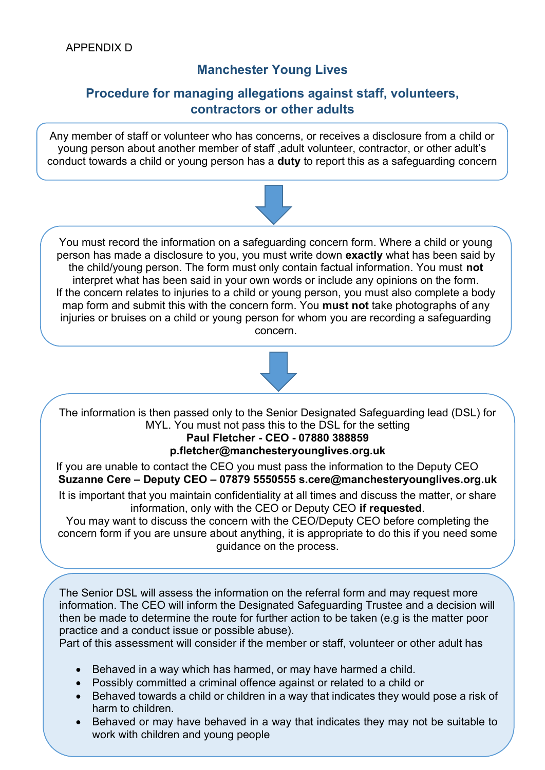APPENDIX D

## Manchester Young Lives

### Procedure for managing allegations against staff, volunteers, contractors or other adults

Any member of staff or volunteer who has concerns, or receives a disclosure from a child or young person about another member of staff ,adult volunteer, contractor, or other adult's conduct towards a child or young person has a **duty** to report this as a safeguarding concern

↓

You must record the information on a safeguarding concern form. Where a child or young person has made a disclosure to you, you must write down **exactly** what has been said by the child/young person. The form must only contain factual information. You must **not** interpret what has been said in your own words or include any opinions on the form.
If the concern relates to injuries to a child or young person, you must also complete a body map form and submit this with the concern form. You **must not** take photographs of any injuries or bruises on a child or young person for whom you are recording a safeguarding concern.

↓

The information is then passed only to the Senior Designated Safeguarding lead (DSL) for MYL. You must not pass this to the DSL for the setting
**Paul Fletcher - CEO - 07880 388859**
**p.fletcher@manchesteryounglives.org.uk**

If you are unable to contact the CEO you must pass the information to the Deputy CEO
**Suzanne Cere – Deputy CEO – 07879 5550555 s.cere@manchesteryounglives.org.uk**

It is important that you maintain confidentiality at all times and discuss the matter, or share information, only with the CEO or Deputy CEO **if requested**.
You may want to discuss the concern with the CEO/Deputy CEO before completing the concern form if you are unsure about anything, it is appropriate to do this if you need some guidance on the process.

The Senior DSL will assess the information on the referral form and may request more information. The CEO will inform the Designated Safeguarding Trustee and a decision will then be made to determine the route for further action to be taken (e.g is the matter poor practice and a conduct issue or possible abuse).
Part of this assessment will consider if the member or staff, volunteer or other adult has

- Behaved in a way which has harmed, or may have harmed a child.
- Possibly committed a criminal offence against or related to a child or
- Behaved towards a child or children in a way that indicates they would pose a risk of harm to children.
- Behaved or may have behaved in a way that indicates they may not be suitable to work with children and young people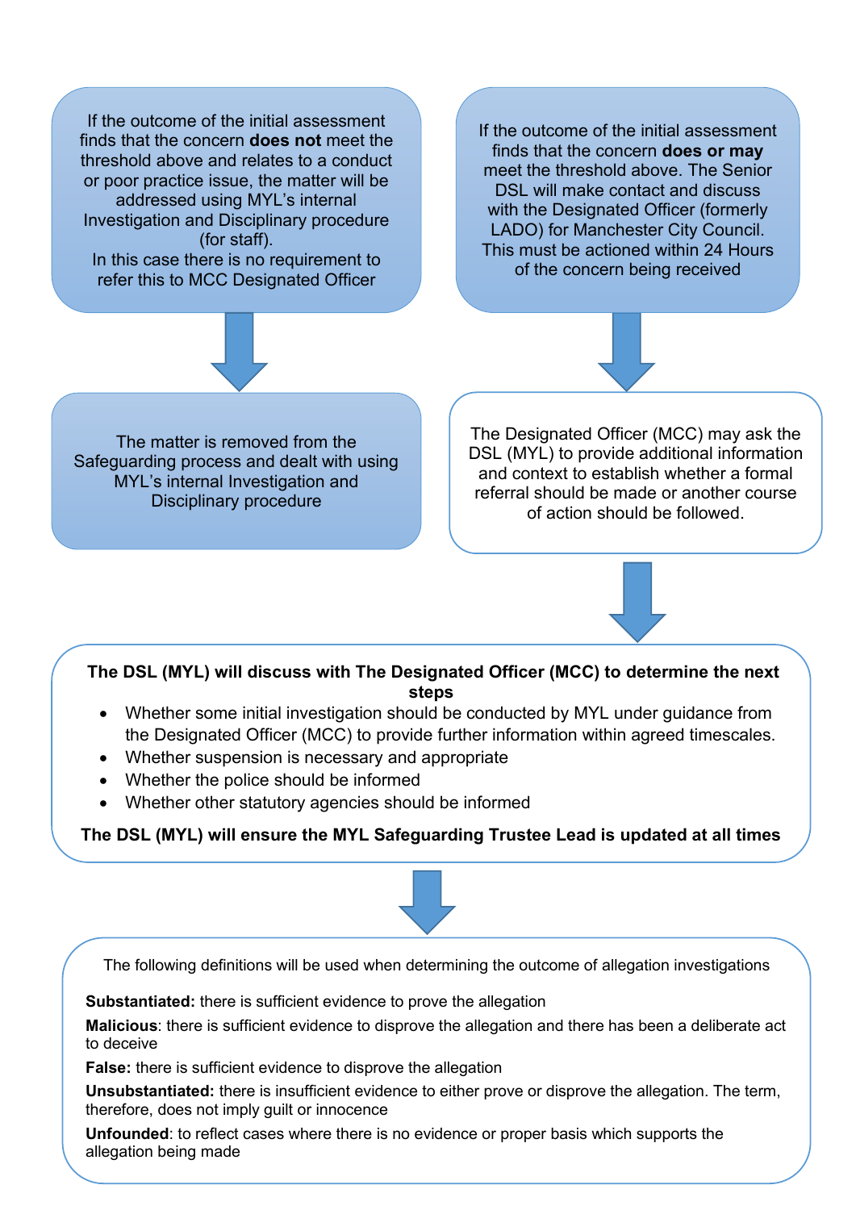If the outcome of the initial assessment finds that the concern **does not** meet the threshold above and relates to a conduct or poor practice issue, the matter will be addressed using MYL's internal Investigation and Disciplinary procedure (for staff).
In this case there is no requirement to refer this to MCC Designated Officer

↓

The matter is removed from the Safeguarding process and dealt with using MYL's internal Investigation and Disciplinary procedure

If the outcome of the initial assessment finds that the concern **does or may** meet the threshold above. The Senior DSL will make contact and discuss with the Designated Officer (formerly LADO) for Manchester City Council. This must be actioned within 24 Hours of the concern being received

↓

The Designated Officer (MCC) may ask the DSL (MYL) to provide additional information and context to establish whether a formal referral should be made or another course of action should be followed.

↓

**The DSL (MYL) will discuss with The Designated Officer (MCC) to determine the next steps**

- Whether some initial investigation should be conducted by MYL under guidance from the Designated Officer (MCC) to provide further information within agreed timescales.
- Whether suspension is necessary and appropriate
- Whether the police should be informed
- Whether other statutory agencies should be informed

**The DSL (MYL) will ensure the MYL Safeguarding Trustee Lead is updated at all times**

↓

The following definitions will be used when determining the outcome of allegation investigations

**Substantiated:** there is sufficient evidence to prove the allegation

**Malicious**: there is sufficient evidence to disprove the allegation and there has been a deliberate act to deceive

**False:** there is sufficient evidence to disprove the allegation

**Unsubstantiated:** there is insufficient evidence to either prove or disprove the allegation. The term, therefore, does not imply guilt or innocence

**Unfounded**: to reflect cases where there is no evidence or proper basis which supports the allegation being made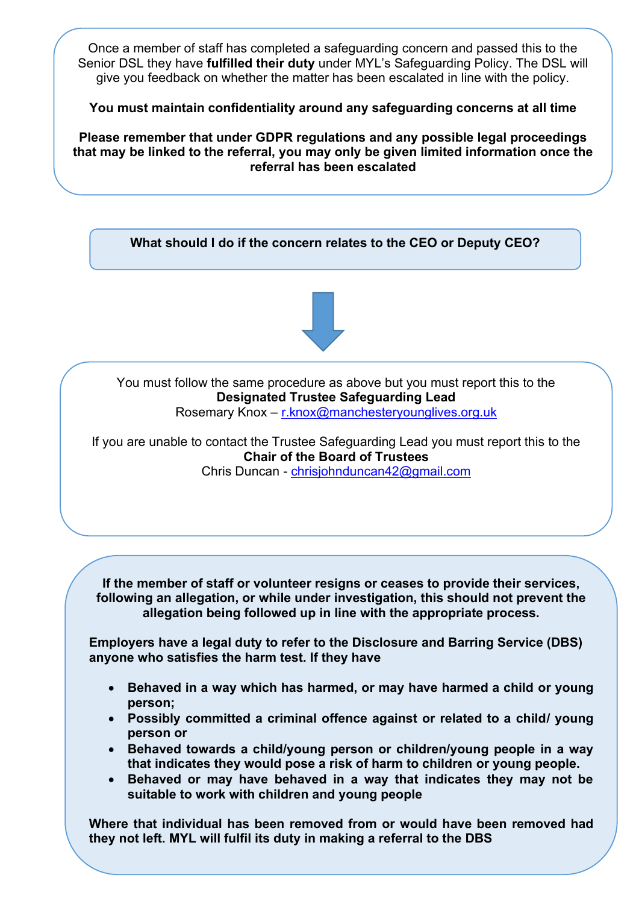Once a member of staff has completed a safeguarding concern and passed this to the Senior DSL they have **fulfilled their duty** under MYL's Safeguarding Policy. The DSL will give you feedback on whether the matter has been escalated in line with the policy.

**You must maintain confidentiality around any safeguarding concerns at all time**

**Please remember that under GDPR regulations and any possible legal proceedings that may be linked to the referral, you may only be given limited information once the referral has been escalated**

**What should I do if the concern relates to the CEO or Deputy CEO?**

You must follow the same procedure as above but you must report this to the **Designated Trustee Safeguarding Lead**
Rosemary Knox – r.knox@manchesteryounglives.org.uk

If you are unable to contact the Trustee Safeguarding Lead you must report this to the **Chair of the Board of Trustees**
Chris Duncan - chrisjohnduncan42@gmail.com

**If the member of staff or volunteer resigns or ceases to provide their services, following an allegation, or while under investigation, this should not prevent the allegation being followed up in line with the appropriate process.**

**Employers have a legal duty to refer to the Disclosure and Barring Service (DBS) anyone who satisfies the harm test. If they have**

- **Behaved in a way which has harmed, or may have harmed a child or young person;**
- **Possibly committed a criminal offence against or related to a child/ young person or**
- **Behaved towards a child/young person or children/young people in a way that indicates they would pose a risk of harm to children or young people.**
- **Behaved or may have behaved in a way that indicates they may not be suitable to work with children and young people**

**Where that individual has been removed from or would have been removed had they not left. MYL will fulfil its duty in making a referral to the DBS**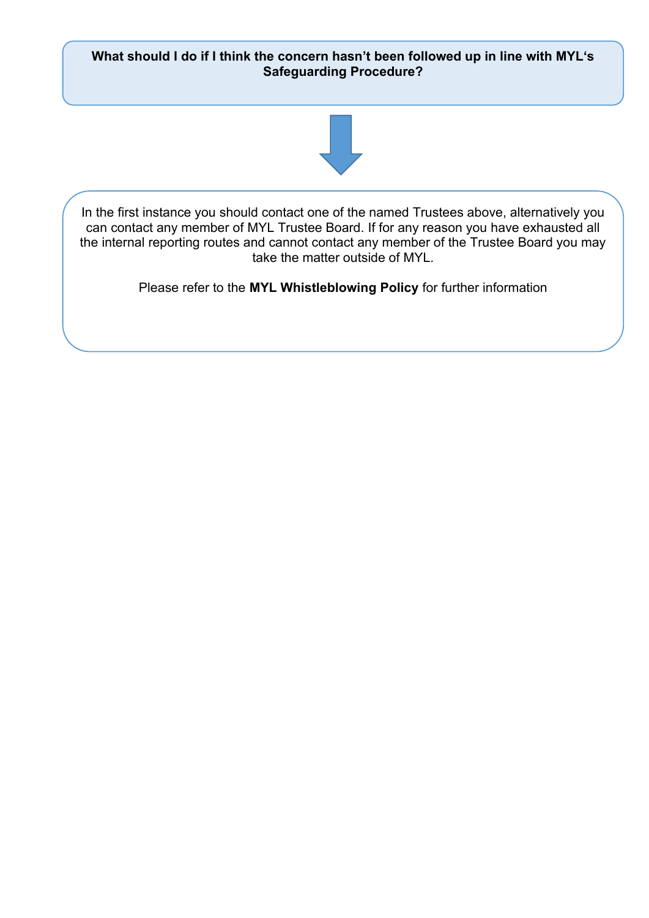**What should I do if I think the concern hasn't been followed up in line with MYL's Safeguarding Procedure?**

In the first instance you should contact one of the named Trustees above, alternatively you can contact any member of MYL Trustee Board. If for any reason you have exhausted all the internal reporting routes and cannot contact any member of the Trustee Board you may take the matter outside of MYL.

Please refer to the **MYL Whistleblowing Policy** for further information